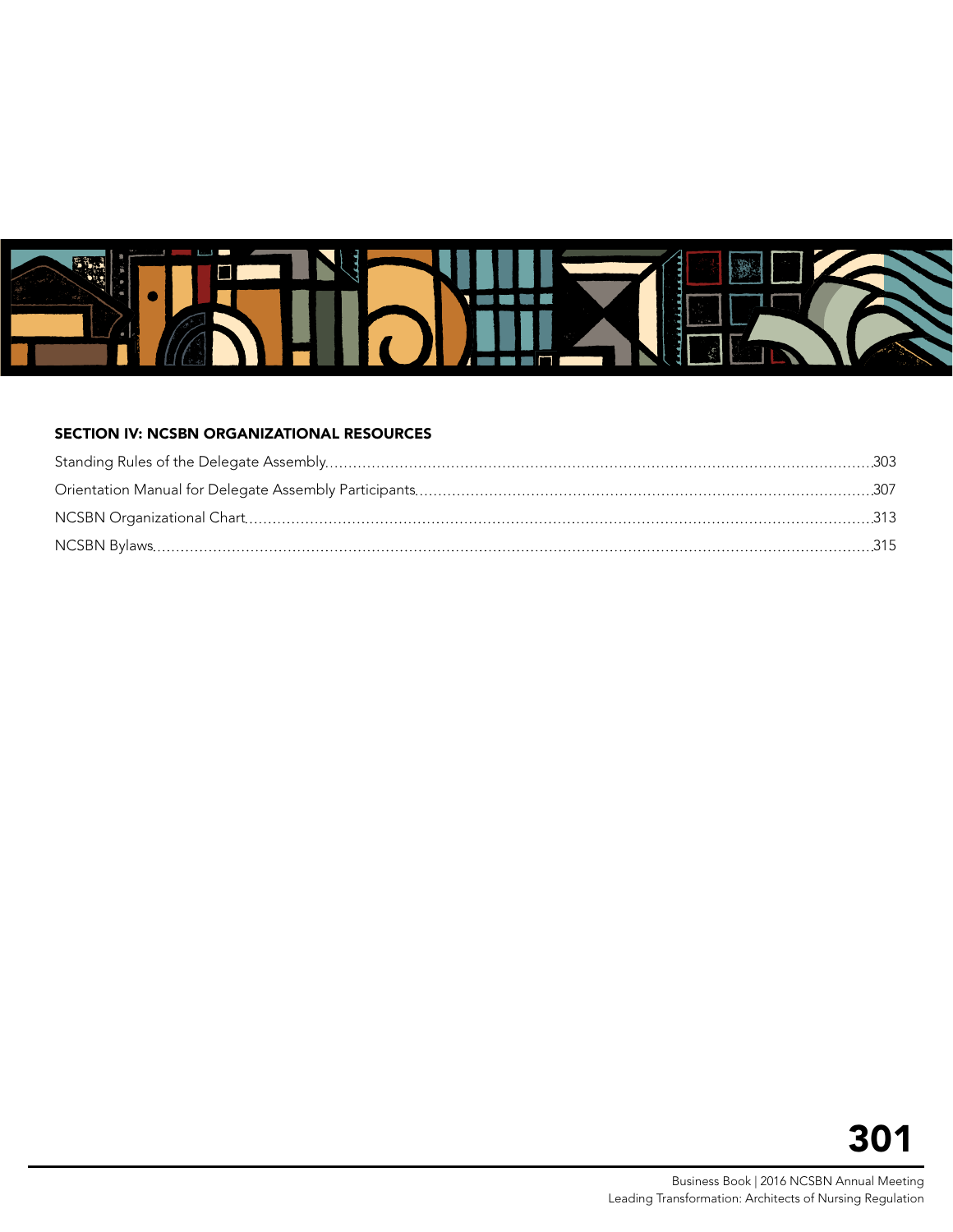## SECTION IV: NCSBN ORGANIZATIONAL RESOURCES

Standing Rules of the Delegate Assembly....303

Orientation Manual for Delegate Assembly Participants....307

NCSBN Organizational Chart....313

NCSBN Bylaws....315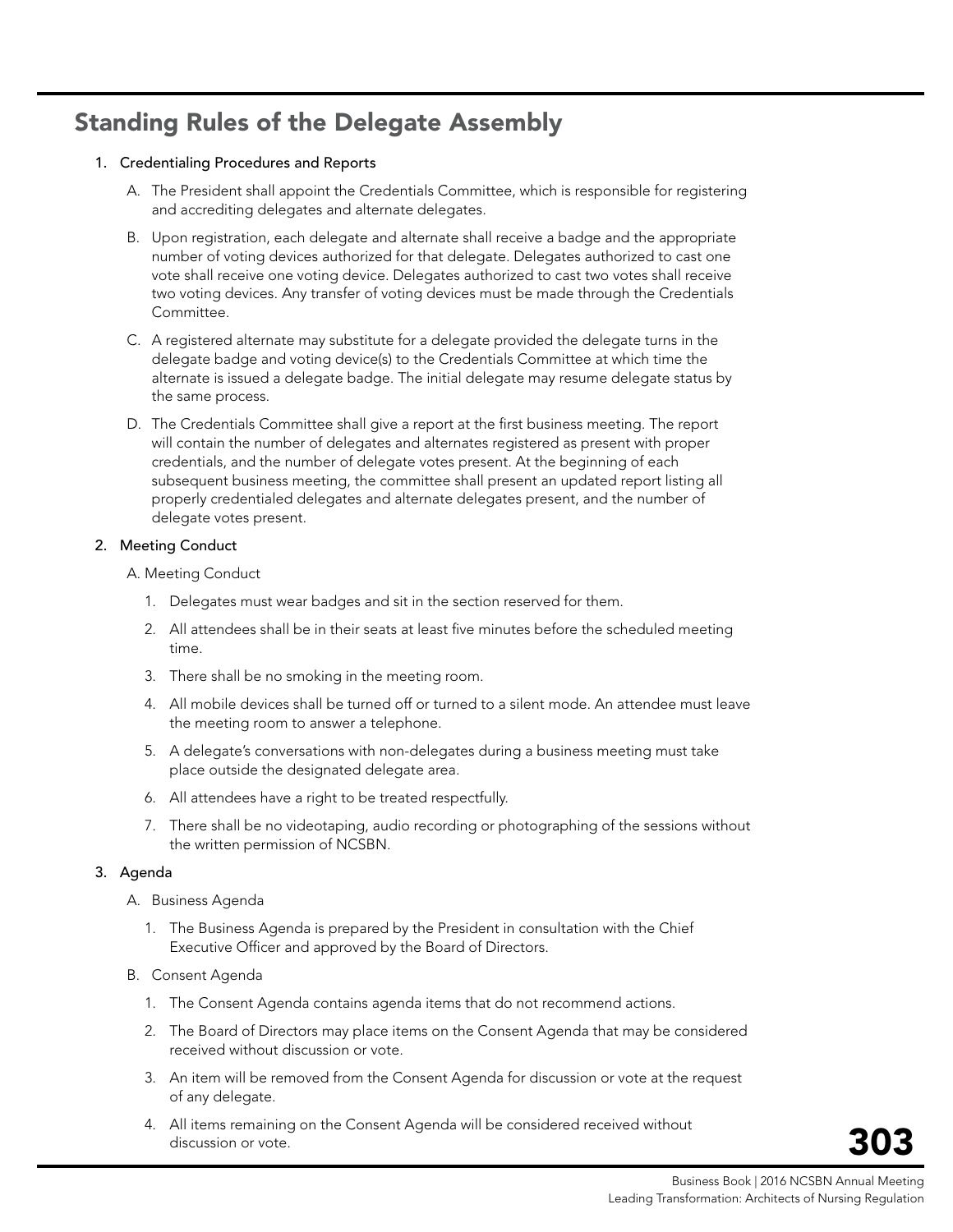# Standing Rules of the Delegate Assembly

1. Credentialing Procedures and Reports

   A. The President shall appoint the Credentials Committee, which is responsible for registering and accrediting delegates and alternate delegates.

   B. Upon registration, each delegate and alternate shall receive a badge and the appropriate number of voting devices authorized for that delegate. Delegates authorized to cast one vote shall receive one voting device. Delegates authorized to cast two votes shall receive two voting devices. Any transfer of voting devices must be made through the Credentials Committee.

   C. A registered alternate may substitute for a delegate provided the delegate turns in the delegate badge and voting device(s) to the Credentials Committee at which time the alternate is issued a delegate badge. The initial delegate may resume delegate status by the same process.

   D. The Credentials Committee shall give a report at the first business meeting. The report will contain the number of delegates and alternates registered as present with proper credentials, and the number of delegate votes present. At the beginning of each subsequent business meeting, the committee shall present an updated report listing all properly credentialed delegates and alternate delegates present, and the number of delegate votes present.

2. Meeting Conduct

   A. Meeting Conduct

      1. Delegates must wear badges and sit in the section reserved for them.
      2. All attendees shall be in their seats at least five minutes before the scheduled meeting time.
      3. There shall be no smoking in the meeting room.
      4. All mobile devices shall be turned off or turned to a silent mode. An attendee must leave the meeting room to answer a telephone.
      5. A delegate's conversations with non-delegates during a business meeting must take place outside the designated delegate area.
      6. All attendees have a right to be treated respectfully.
      7. There shall be no videotaping, audio recording or photographing of the sessions without the written permission of NCSBN.

3. Agenda

   A. Business Agenda

      1. The Business Agenda is prepared by the President in consultation with the Chief Executive Officer and approved by the Board of Directors.

   B. Consent Agenda

      1. The Consent Agenda contains agenda items that do not recommend actions.
      2. The Board of Directors may place items on the Consent Agenda that may be considered received without discussion or vote.
      3. An item will be removed from the Consent Agenda for discussion or vote at the request of any delegate.
      4. All items remaining on the Consent Agenda will be considered received without discussion or vote.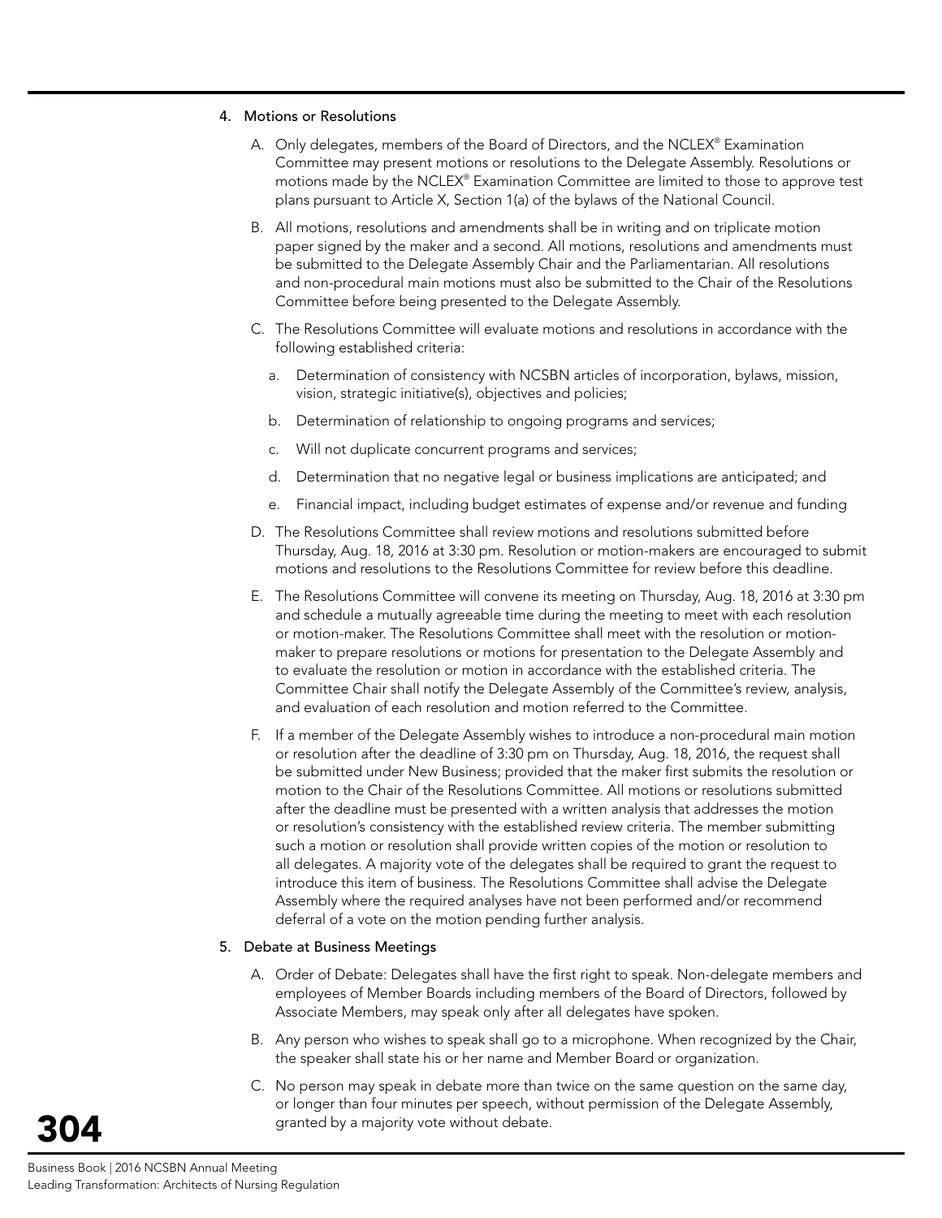4. Motions or Resolutions

   A. Only delegates, members of the Board of Directors, and the NCLEX® Examination Committee may present motions or resolutions to the Delegate Assembly. Resolutions or motions made by the NCLEX® Examination Committee are limited to those to approve test plans pursuant to Article X, Section 1(a) of the bylaws of the National Council.

   B. All motions, resolutions and amendments shall be in writing and on triplicate motion paper signed by the maker and a second. All motions, resolutions and amendments must be submitted to the Delegate Assembly Chair and the Parliamentarian. All resolutions and non-procedural main motions must also be submitted to the Chair of the Resolutions Committee before being presented to the Delegate Assembly.

   C. The Resolutions Committee will evaluate motions and resolutions in accordance with the following established criteria:

      a. Determination of consistency with NCSBN articles of incorporation, bylaws, mission, vision, strategic initiative(s), objectives and policies;

      b. Determination of relationship to ongoing programs and services;

      c. Will not duplicate concurrent programs and services;

      d. Determination that no negative legal or business implications are anticipated; and

      e. Financial impact, including budget estimates of expense and/or revenue and funding

   D. The Resolutions Committee shall review motions and resolutions submitted before Thursday, Aug. 18, 2016 at 3:30 pm. Resolution or motion-makers are encouraged to submit motions and resolutions to the Resolutions Committee for review before this deadline.

   E. The Resolutions Committee will convene its meeting on Thursday, Aug. 18, 2016 at 3:30 pm and schedule a mutually agreeable time during the meeting to meet with each resolution or motion-maker. The Resolutions Committee shall meet with the resolution or motion-maker to prepare resolutions or motions for presentation to the Delegate Assembly and to evaluate the resolution or motion in accordance with the established criteria. The Committee Chair shall notify the Delegate Assembly of the Committee's review, analysis, and evaluation of each resolution and motion referred to the Committee.

   F. If a member of the Delegate Assembly wishes to introduce a non-procedural main motion or resolution after the deadline of 3:30 pm on Thursday, Aug. 18, 2016, the request shall be submitted under New Business; provided that the maker first submits the resolution or motion to the Chair of the Resolutions Committee. All motions or resolutions submitted after the deadline must be presented with a written analysis that addresses the motion or resolution's consistency with the established review criteria. The member submitting such a motion or resolution shall provide written copies of the motion or resolution to all delegates. A majority vote of the delegates shall be required to grant the request to introduce this item of business. The Resolutions Committee shall advise the Delegate Assembly where the required analyses have not been performed and/or recommend deferral of a vote on the motion pending further analysis.

5. Debate at Business Meetings

   A. Order of Debate: Delegates shall have the first right to speak. Non-delegate members and employees of Member Boards including members of the Board of Directors, followed by Associate Members, may speak only after all delegates have spoken.

   B. Any person who wishes to speak shall go to a microphone. When recognized by the Chair, the speaker shall state his or her name and Member Board or organization.

   C. No person may speak in debate more than twice on the same question on the same day, or longer than four minutes per speech, without permission of the Delegate Assembly, granted by a majority vote without debate.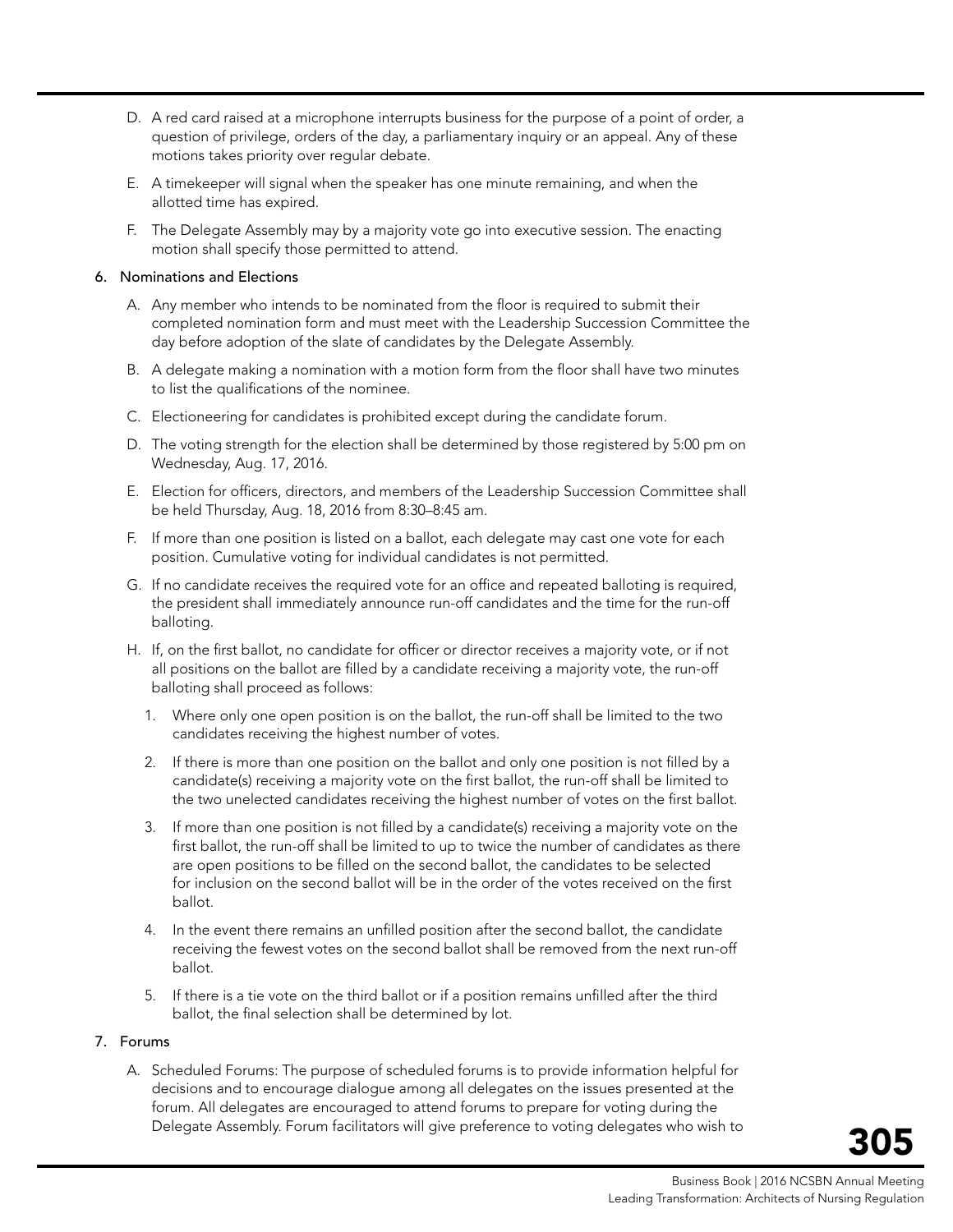D. A red card raised at a microphone interrupts business for the purpose of a point of order, a question of privilege, orders of the day, a parliamentary inquiry or an appeal. Any of these motions takes priority over regular debate.

E. A timekeeper will signal when the speaker has one minute remaining, and when the allotted time has expired.

F. The Delegate Assembly may by a majority vote go into executive session. The enacting motion shall specify those permitted to attend.

6. Nominations and Elections

   A. Any member who intends to be nominated from the floor is required to submit their completed nomination form and must meet with the Leadership Succession Committee the day before adoption of the slate of candidates by the Delegate Assembly.

   B. A delegate making a nomination with a motion form from the floor shall have two minutes to list the qualifications of the nominee.

   C. Electioneering for candidates is prohibited except during the candidate forum.

   D. The voting strength for the election shall be determined by those registered by 5:00 pm on Wednesday, Aug. 17, 2016.

   E. Election for officers, directors, and members of the Leadership Succession Committee shall be held Thursday, Aug. 18, 2016 from 8:30–8:45 am.

   F. If more than one position is listed on a ballot, each delegate may cast one vote for each position. Cumulative voting for individual candidates is not permitted.

   G. If no candidate receives the required vote for an office and repeated balloting is required, the president shall immediately announce run-off candidates and the time for the run-off balloting.

   H. If, on the first ballot, no candidate for officer or director receives a majority vote, or if not all positions on the ballot are filled by a candidate receiving a majority vote, the run-off balloting shall proceed as follows:

      1. Where only one open position is on the ballot, the run-off shall be limited to the two candidates receiving the highest number of votes.

      2. If there is more than one position on the ballot and only one position is not filled by a candidate(s) receiving a majority vote on the first ballot, the run-off shall be limited to the two unelected candidates receiving the highest number of votes on the first ballot.

      3. If more than one position is not filled by a candidate(s) receiving a majority vote on the first ballot, the run-off shall be limited to up to twice the number of candidates as there are open positions to be filled on the second ballot, the candidates to be selected for inclusion on the second ballot will be in the order of the votes received on the first ballot.

      4. In the event there remains an unfilled position after the second ballot, the candidate receiving the fewest votes on the second ballot shall be removed from the next run-off ballot.

      5. If there is a tie vote on the third ballot or if a position remains unfilled after the third ballot, the final selection shall be determined by lot.

7. Forums

   A. Scheduled Forums: The purpose of scheduled forums is to provide information helpful for decisions and to encourage dialogue among all delegates on the issues presented at the forum. All delegates are encouraged to attend forums to prepare for voting during the Delegate Assembly. Forum facilitators will give preference to voting delegates who wish to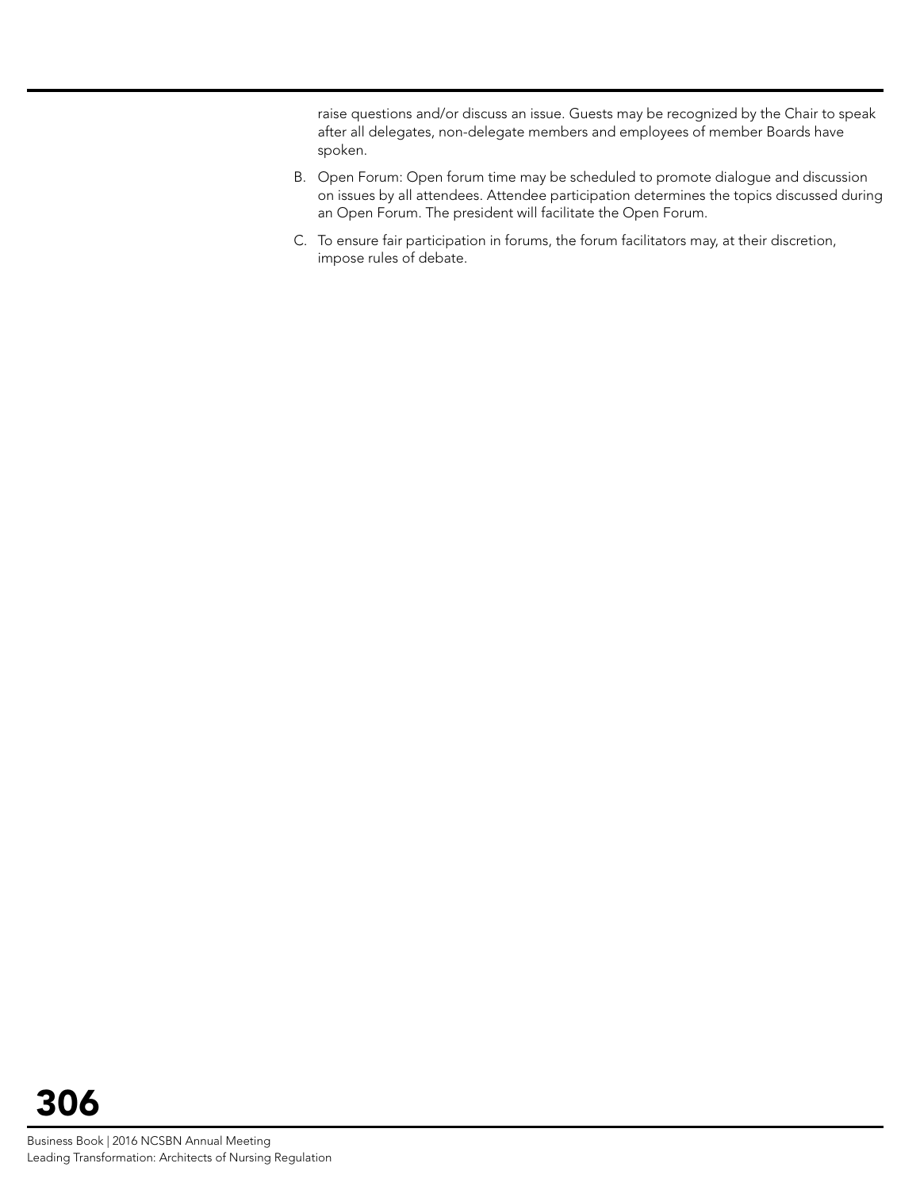raise questions and/or discuss an issue. Guests may be recognized by the Chair to speak after all delegates, non-delegate members and employees of member Boards have spoken.

B. Open Forum: Open forum time may be scheduled to promote dialogue and discussion on issues by all attendees. Attendee participation determines the topics discussed during an Open Forum. The president will facilitate the Open Forum.

C. To ensure fair participation in forums, the forum facilitators may, at their discretion, impose rules of debate.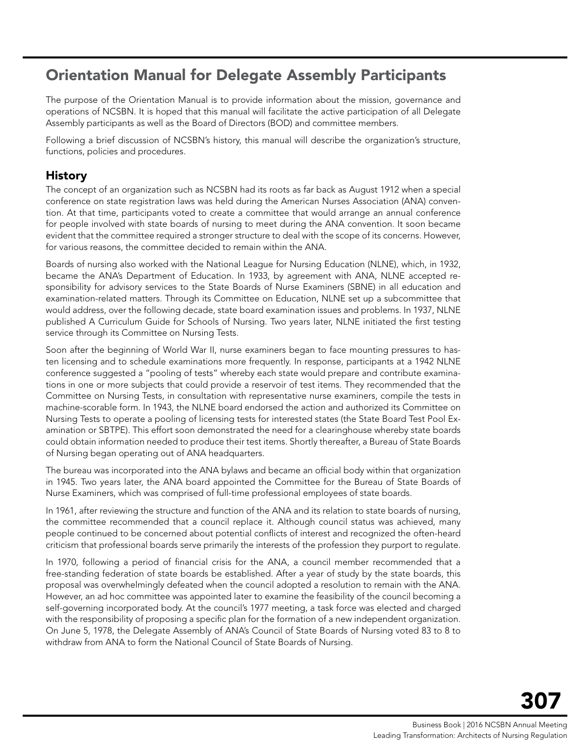# Orientation Manual for Delegate Assembly Participants

The purpose of the Orientation Manual is to provide information about the mission, governance and operations of NCSBN. It is hoped that this manual will facilitate the active participation of all Delegate Assembly participants as well as the Board of Directors (BOD) and committee members.

Following a brief discussion of NCSBN's history, this manual will describe the organization's structure, functions, policies and procedures.

## History

The concept of an organization such as NCSBN had its roots as far back as August 1912 when a special conference on state registration laws was held during the American Nurses Association (ANA) convention. At that time, participants voted to create a committee that would arrange an annual conference for people involved with state boards of nursing to meet during the ANA convention. It soon became evident that the committee required a stronger structure to deal with the scope of its concerns. However, for various reasons, the committee decided to remain within the ANA.

Boards of nursing also worked with the National League for Nursing Education (NLNE), which, in 1932, became the ANA's Department of Education. In 1933, by agreement with ANA, NLNE accepted responsibility for advisory services to the State Boards of Nurse Examiners (SBNE) in all education and examination-related matters. Through its Committee on Education, NLNE set up a subcommittee that would address, over the following decade, state board examination issues and problems. In 1937, NLNE published A Curriculum Guide for Schools of Nursing. Two years later, NLNE initiated the first testing service through its Committee on Nursing Tests.

Soon after the beginning of World War II, nurse examiners began to face mounting pressures to hasten licensing and to schedule examinations more frequently. In response, participants at a 1942 NLNE conference suggested a "pooling of tests" whereby each state would prepare and contribute examinations in one or more subjects that could provide a reservoir of test items. They recommended that the Committee on Nursing Tests, in consultation with representative nurse examiners, compile the tests in machine-scorable form. In 1943, the NLNE board endorsed the action and authorized its Committee on Nursing Tests to operate a pooling of licensing tests for interested states (the State Board Test Pool Examination or SBTPE). This effort soon demonstrated the need for a clearinghouse whereby state boards could obtain information needed to produce their test items. Shortly thereafter, a Bureau of State Boards of Nursing began operating out of ANA headquarters.

The bureau was incorporated into the ANA bylaws and became an official body within that organization in 1945. Two years later, the ANA board appointed the Committee for the Bureau of State Boards of Nurse Examiners, which was comprised of full-time professional employees of state boards.

In 1961, after reviewing the structure and function of the ANA and its relation to state boards of nursing, the committee recommended that a council replace it. Although council status was achieved, many people continued to be concerned about potential conflicts of interest and recognized the often-heard criticism that professional boards serve primarily the interests of the profession they purport to regulate.

In 1970, following a period of financial crisis for the ANA, a council member recommended that a free-standing federation of state boards be established. After a year of study by the state boards, this proposal was overwhelmingly defeated when the council adopted a resolution to remain with the ANA. However, an ad hoc committee was appointed later to examine the feasibility of the council becoming a self-governing incorporated body. At the council's 1977 meeting, a task force was elected and charged with the responsibility of proposing a specific plan for the formation of a new independent organization. On June 5, 1978, the Delegate Assembly of ANA's Council of State Boards of Nursing voted 83 to 8 to withdraw from ANA to form the National Council of State Boards of Nursing.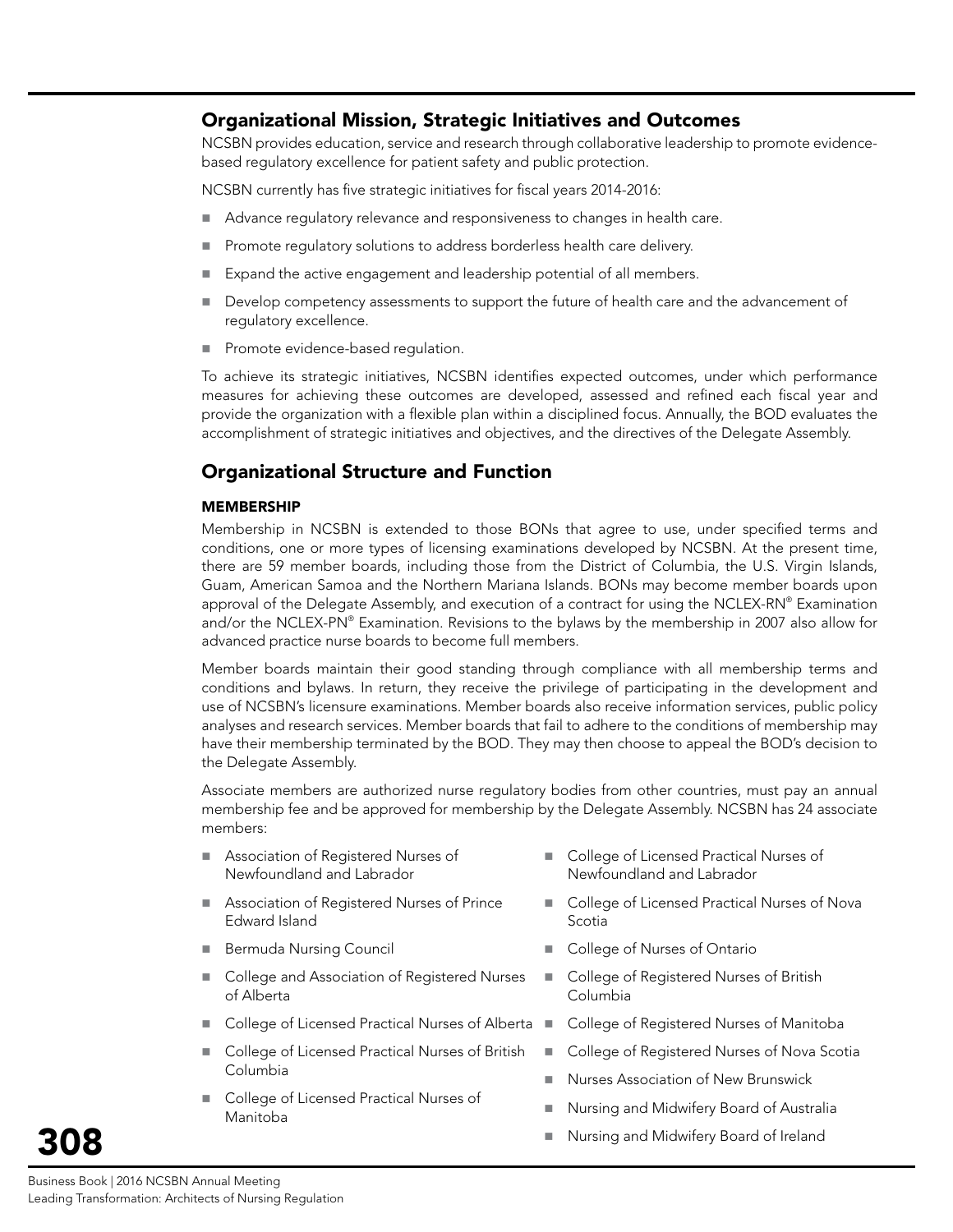## Organizational Mission, Strategic Initiatives and Outcomes

NCSBN provides education, service and research through collaborative leadership to promote evidence-based regulatory excellence for patient safety and public protection.

NCSBN currently has five strategic initiatives for fiscal years 2014-2016:

- Advance regulatory relevance and responsiveness to changes in health care.
- Promote regulatory solutions to address borderless health care delivery.
- Expand the active engagement and leadership potential of all members.
- Develop competency assessments to support the future of health care and the advancement of regulatory excellence.
- Promote evidence-based regulation.

To achieve its strategic initiatives, NCSBN identifies expected outcomes, under which performance measures for achieving these outcomes are developed, assessed and refined each fiscal year and provide the organization with a flexible plan within a disciplined focus. Annually, the BOD evaluates the accomplishment of strategic initiatives and objectives, and the directives of the Delegate Assembly.

## Organizational Structure and Function

### MEMBERSHIP

Membership in NCSBN is extended to those BONs that agree to use, under specified terms and conditions, one or more types of licensing examinations developed by NCSBN. At the present time, there are 59 member boards, including those from the District of Columbia, the U.S. Virgin Islands, Guam, American Samoa and the Northern Mariana Islands. BONs may become member boards upon approval of the Delegate Assembly, and execution of a contract for using the NCLEX-RN® Examination and/or the NCLEX-PN® Examination. Revisions to the bylaws by the membership in 2007 also allow for advanced practice nurse boards to become full members.

Member boards maintain their good standing through compliance with all membership terms and conditions and bylaws. In return, they receive the privilege of participating in the development and use of NCSBN's licensure examinations. Member boards also receive information services, public policy analyses and research services. Member boards that fail to adhere to the conditions of membership may have their membership terminated by the BOD. They may then choose to appeal the BOD's decision to the Delegate Assembly.

Associate members are authorized nurse regulatory bodies from other countries, must pay an annual membership fee and be approved for membership by the Delegate Assembly. NCSBN has 24 associate members:

- Association of Registered Nurses of Newfoundland and Labrador
- Association of Registered Nurses of Prince Edward Island
- Bermuda Nursing Council
- College and Association of Registered Nurses of Alberta
- College of Licensed Practical Nurses of Alberta
- College of Licensed Practical Nurses of British Columbia
- College of Licensed Practical Nurses of Manitoba
- College of Licensed Practical Nurses of Newfoundland and Labrador
- College of Licensed Practical Nurses of Nova Scotia
- College of Nurses of Ontario
- College of Registered Nurses of British Columbia
- College of Registered Nurses of Manitoba
- College of Registered Nurses of Nova Scotia
- Nurses Association of New Brunswick
- Nursing and Midwifery Board of Australia
- Nursing and Midwifery Board of Ireland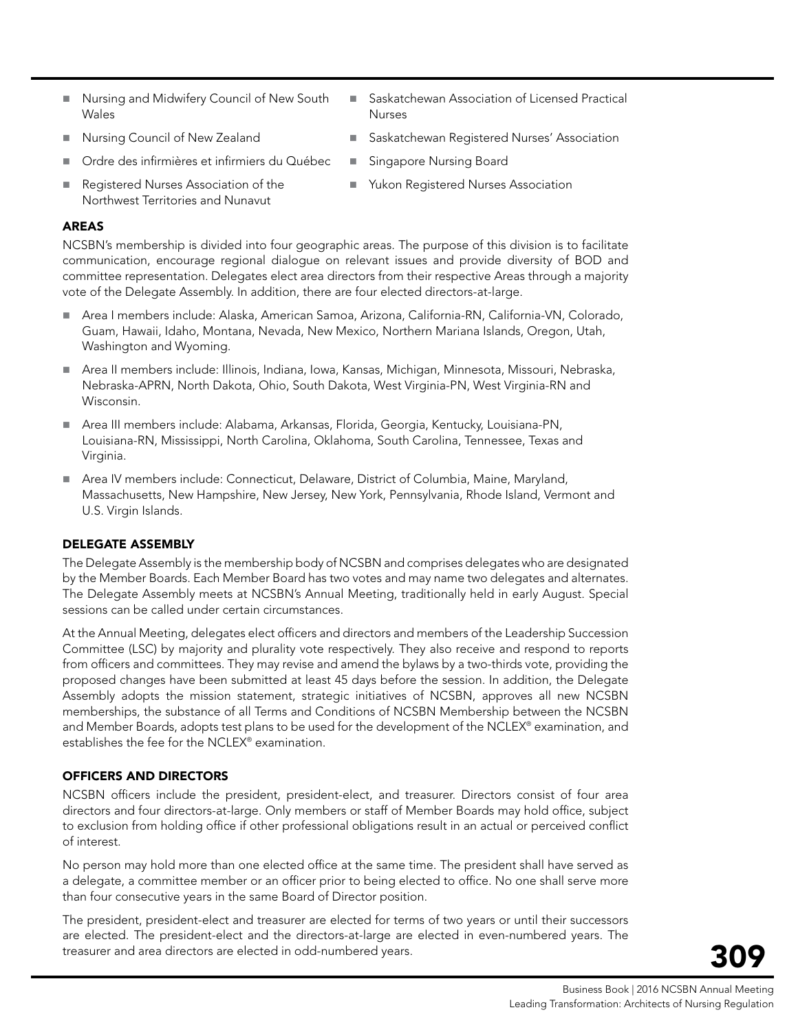- Nursing and Midwifery Council of New South Wales
- Nursing Council of New Zealand
- Ordre des infirmières et infirmiers du Québec
- Registered Nurses Association of the Northwest Territories and Nunavut
- Saskatchewan Association of Licensed Practical Nurses
- Saskatchewan Registered Nurses' Association
- Singapore Nursing Board
- Yukon Registered Nurses Association

### AREAS

NCSBN's membership is divided into four geographic areas. The purpose of this division is to facilitate communication, encourage regional dialogue on relevant issues and provide diversity of BOD and committee representation. Delegates elect area directors from their respective Areas through a majority vote of the Delegate Assembly. In addition, there are four elected directors-at-large.

- Area I members include: Alaska, American Samoa, Arizona, California-RN, California-VN, Colorado, Guam, Hawaii, Idaho, Montana, Nevada, New Mexico, Northern Mariana Islands, Oregon, Utah, Washington and Wyoming.
- Area II members include: Illinois, Indiana, Iowa, Kansas, Michigan, Minnesota, Missouri, Nebraska, Nebraska-APRN, North Dakota, Ohio, South Dakota, West Virginia-PN, West Virginia-RN and Wisconsin.
- Area III members include: Alabama, Arkansas, Florida, Georgia, Kentucky, Louisiana-PN, Louisiana-RN, Mississippi, North Carolina, Oklahoma, South Carolina, Tennessee, Texas and Virginia.
- Area IV members include: Connecticut, Delaware, District of Columbia, Maine, Maryland, Massachusetts, New Hampshire, New Jersey, New York, Pennsylvania, Rhode Island, Vermont and U.S. Virgin Islands.

### DELEGATE ASSEMBLY

The Delegate Assembly is the membership body of NCSBN and comprises delegates who are designated by the Member Boards. Each Member Board has two votes and may name two delegates and alternates. The Delegate Assembly meets at NCSBN's Annual Meeting, traditionally held in early August. Special sessions can be called under certain circumstances.

At the Annual Meeting, delegates elect officers and directors and members of the Leadership Succession Committee (LSC) by majority and plurality vote respectively. They also receive and respond to reports from officers and committees. They may revise and amend the bylaws by a two-thirds vote, providing the proposed changes have been submitted at least 45 days before the session. In addition, the Delegate Assembly adopts the mission statement, strategic initiatives of NCSBN, approves all new NCSBN memberships, the substance of all Terms and Conditions of NCSBN Membership between the NCSBN and Member Boards, adopts test plans to be used for the development of the NCLEX® examination, and establishes the fee for the NCLEX® examination.

### OFFICERS AND DIRECTORS

NCSBN officers include the president, president-elect, and treasurer. Directors consist of four area directors and four directors-at-large. Only members or staff of Member Boards may hold office, subject to exclusion from holding office if other professional obligations result in an actual or perceived conflict of interest.

No person may hold more than one elected office at the same time. The president shall have served as a delegate, a committee member or an officer prior to being elected to office. No one shall serve more than four consecutive years in the same Board of Director position.

The president, president-elect and treasurer are elected for terms of two years or until their successors are elected. The president-elect and the directors-at-large are elected in even-numbered years. The treasurer and area directors are elected in odd-numbered years.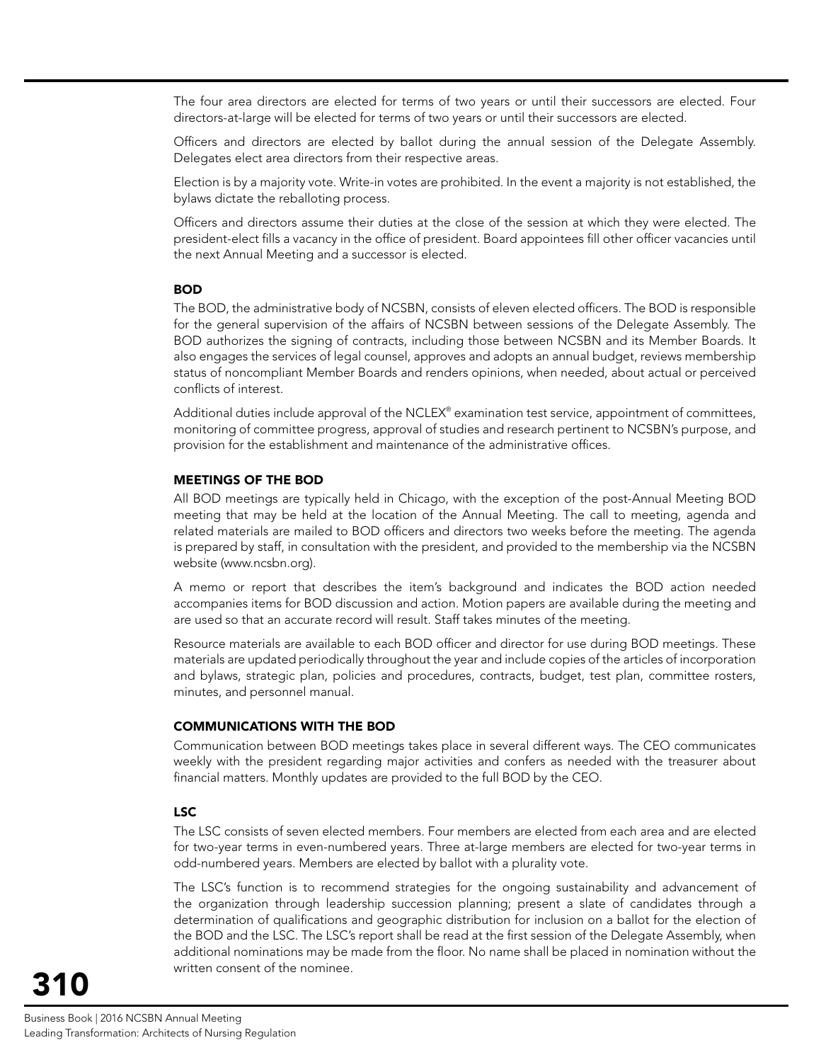The four area directors are elected for terms of two years or until their successors are elected. Four directors-at-large will be elected for terms of two years or until their successors are elected.

Officers and directors are elected by ballot during the annual session of the Delegate Assembly. Delegates elect area directors from their respective areas.

Election is by a majority vote. Write-in votes are prohibited. In the event a majority is not established, the bylaws dictate the reballoting process.

Officers and directors assume their duties at the close of the session at which they were elected. The president-elect fills a vacancy in the office of president. Board appointees fill other officer vacancies until the next Annual Meeting and a successor is elected.

### BOD

The BOD, the administrative body of NCSBN, consists of eleven elected officers. The BOD is responsible for the general supervision of the affairs of NCSBN between sessions of the Delegate Assembly. The BOD authorizes the signing of contracts, including those between NCSBN and its Member Boards. It also engages the services of legal counsel, approves and adopts an annual budget, reviews membership status of noncompliant Member Boards and renders opinions, when needed, about actual or perceived conflicts of interest.

Additional duties include approval of the NCLEX® examination test service, appointment of committees, monitoring of committee progress, approval of studies and research pertinent to NCSBN's purpose, and provision for the establishment and maintenance of the administrative offices.

### MEETINGS OF THE BOD

All BOD meetings are typically held in Chicago, with the exception of the post-Annual Meeting BOD meeting that may be held at the location of the Annual Meeting. The call to meeting, agenda and related materials are mailed to BOD officers and directors two weeks before the meeting. The agenda is prepared by staff, in consultation with the president, and provided to the membership via the NCSBN website (www.ncsbn.org).

A memo or report that describes the item's background and indicates the BOD action needed accompanies items for BOD discussion and action. Motion papers are available during the meeting and are used so that an accurate record will result. Staff takes minutes of the meeting.

Resource materials are available to each BOD officer and director for use during BOD meetings. These materials are updated periodically throughout the year and include copies of the articles of incorporation and bylaws, strategic plan, policies and procedures, contracts, budget, test plan, committee rosters, minutes, and personnel manual.

### COMMUNICATIONS WITH THE BOD

Communication between BOD meetings takes place in several different ways. The CEO communicates weekly with the president regarding major activities and confers as needed with the treasurer about financial matters. Monthly updates are provided to the full BOD by the CEO.

### LSC

The LSC consists of seven elected members. Four members are elected from each area and are elected for two-year terms in even-numbered years. Three at-large members are elected for two-year terms in odd-numbered years. Members are elected by ballot with a plurality vote.

The LSC's function is to recommend strategies for the ongoing sustainability and advancement of the organization through leadership succession planning; present a slate of candidates through a determination of qualifications and geographic distribution for inclusion on a ballot for the election of the BOD and the LSC. The LSC's report shall be read at the first session of the Delegate Assembly, when additional nominations may be made from the floor. No name shall be placed in nomination without the written consent of the nominee.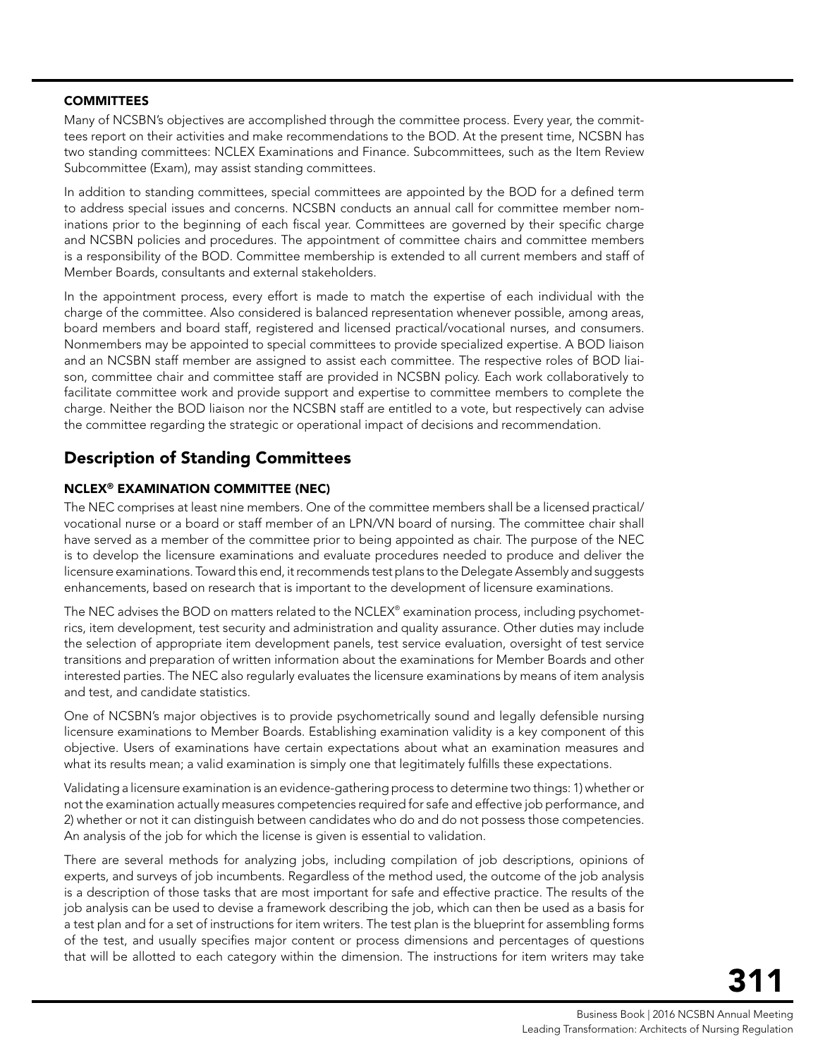### COMMITTEES

Many of NCSBN's objectives are accomplished through the committee process. Every year, the committees report on their activities and make recommendations to the BOD. At the present time, NCSBN has two standing committees: NCLEX Examinations and Finance. Subcommittees, such as the Item Review Subcommittee (Exam), may assist standing committees.

In addition to standing committees, special committees are appointed by the BOD for a defined term to address special issues and concerns. NCSBN conducts an annual call for committee member nominations prior to the beginning of each fiscal year. Committees are governed by their specific charge and NCSBN policies and procedures. The appointment of committee chairs and committee members is a responsibility of the BOD. Committee membership is extended to all current members and staff of Member Boards, consultants and external stakeholders.

In the appointment process, every effort is made to match the expertise of each individual with the charge of the committee. Also considered is balanced representation whenever possible, among areas, board members and board staff, registered and licensed practical/vocational nurses, and consumers. Nonmembers may be appointed to special committees to provide specialized expertise. A BOD liaison and an NCSBN staff member are assigned to assist each committee. The respective roles of BOD liaison, committee chair and committee staff are provided in NCSBN policy. Each work collaboratively to facilitate committee work and provide support and expertise to committee members to complete the charge. Neither the BOD liaison nor the NCSBN staff are entitled to a vote, but respectively can advise the committee regarding the strategic or operational impact of decisions and recommendation.

## Description of Standing Committees

### NCLEX® EXAMINATION COMMITTEE (NEC)

The NEC comprises at least nine members. One of the committee members shall be a licensed practical/vocational nurse or a board or staff member of an LPN/VN board of nursing. The committee chair shall have served as a member of the committee prior to being appointed as chair. The purpose of the NEC is to develop the licensure examinations and evaluate procedures needed to produce and deliver the licensure examinations. Toward this end, it recommends test plans to the Delegate Assembly and suggests enhancements, based on research that is important to the development of licensure examinations.

The NEC advises the BOD on matters related to the NCLEX® examination process, including psychometrics, item development, test security and administration and quality assurance. Other duties may include the selection of appropriate item development panels, test service evaluation, oversight of test service transitions and preparation of written information about the examinations for Member Boards and other interested parties. The NEC also regularly evaluates the licensure examinations by means of item analysis and test, and candidate statistics.

One of NCSBN's major objectives is to provide psychometrically sound and legally defensible nursing licensure examinations to Member Boards. Establishing examination validity is a key component of this objective. Users of examinations have certain expectations about what an examination measures and what its results mean; a valid examination is simply one that legitimately fulfills these expectations.

Validating a licensure examination is an evidence-gathering process to determine two things: 1) whether or not the examination actually measures competencies required for safe and effective job performance, and 2) whether or not it can distinguish between candidates who do and do not possess those competencies. An analysis of the job for which the license is given is essential to validation.

There are several methods for analyzing jobs, including compilation of job descriptions, opinions of experts, and surveys of job incumbents. Regardless of the method used, the outcome of the job analysis is a description of those tasks that are most important for safe and effective practice. The results of the job analysis can be used to devise a framework describing the job, which can then be used as a basis for a test plan and for a set of instructions for item writers. The test plan is the blueprint for assembling forms of the test, and usually specifies major content or process dimensions and percentages of questions that will be allotted to each category within the dimension. The instructions for item writers may take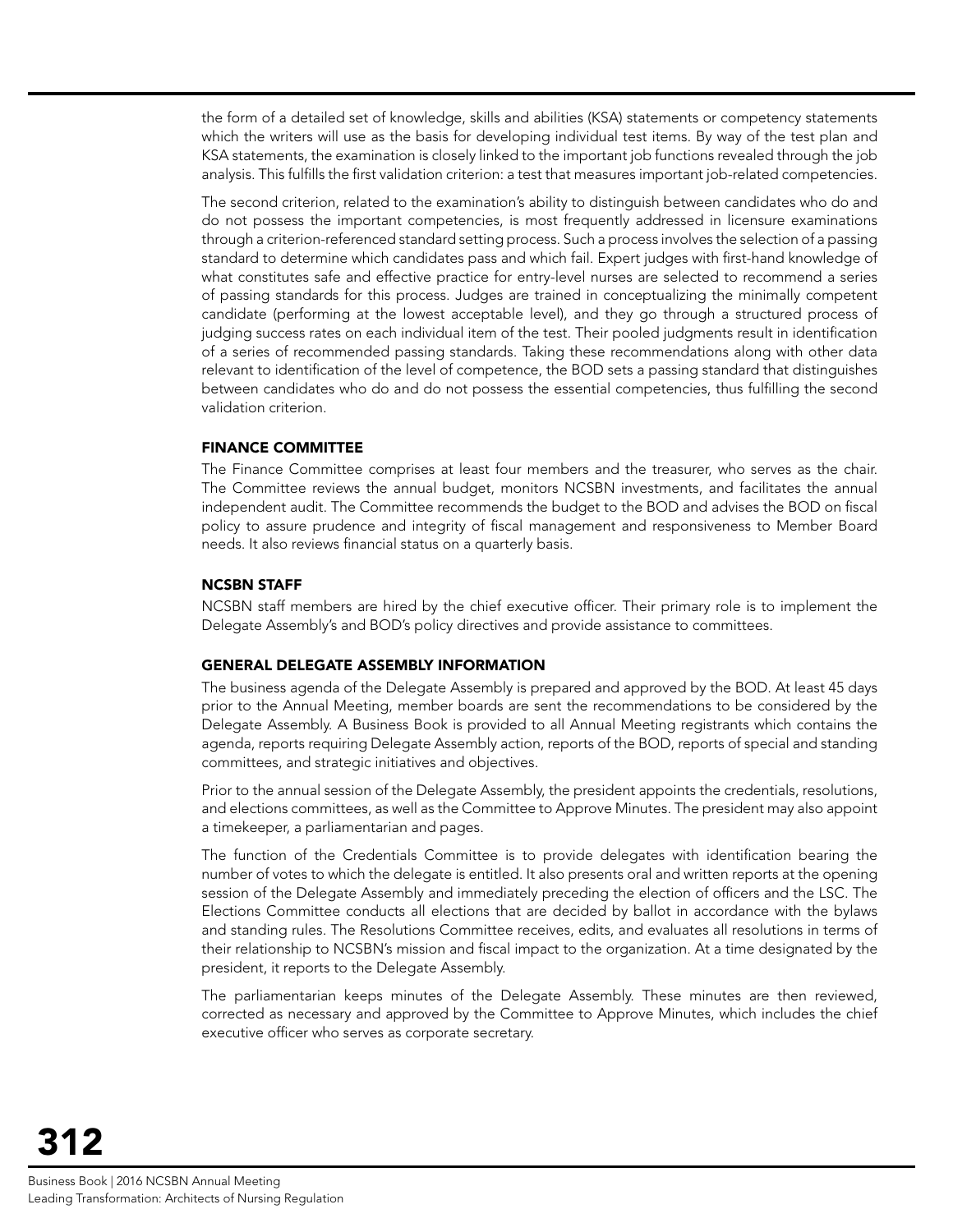the form of a detailed set of knowledge, skills and abilities (KSA) statements or competency statements which the writers will use as the basis for developing individual test items. By way of the test plan and KSA statements, the examination is closely linked to the important job functions revealed through the job analysis. This fulfills the first validation criterion: a test that measures important job-related competencies.

The second criterion, related to the examination's ability to distinguish between candidates who do and do not possess the important competencies, is most frequently addressed in licensure examinations through a criterion-referenced standard setting process. Such a process involves the selection of a passing standard to determine which candidates pass and which fail. Expert judges with first-hand knowledge of what constitutes safe and effective practice for entry-level nurses are selected to recommend a series of passing standards for this process. Judges are trained in conceptualizing the minimally competent candidate (performing at the lowest acceptable level), and they go through a structured process of judging success rates on each individual item of the test. Their pooled judgments result in identification of a series of recommended passing standards. Taking these recommendations along with other data relevant to identification of the level of competence, the BOD sets a passing standard that distinguishes between candidates who do and do not possess the essential competencies, thus fulfilling the second validation criterion.

### FINANCE COMMITTEE

The Finance Committee comprises at least four members and the treasurer, who serves as the chair. The Committee reviews the annual budget, monitors NCSBN investments, and facilitates the annual independent audit. The Committee recommends the budget to the BOD and advises the BOD on fiscal policy to assure prudence and integrity of fiscal management and responsiveness to Member Board needs. It also reviews financial status on a quarterly basis.

### NCSBN STAFF

NCSBN staff members are hired by the chief executive officer. Their primary role is to implement the Delegate Assembly's and BOD's policy directives and provide assistance to committees.

### GENERAL DELEGATE ASSEMBLY INFORMATION

The business agenda of the Delegate Assembly is prepared and approved by the BOD. At least 45 days prior to the Annual Meeting, member boards are sent the recommendations to be considered by the Delegate Assembly. A Business Book is provided to all Annual Meeting registrants which contains the agenda, reports requiring Delegate Assembly action, reports of the BOD, reports of special and standing committees, and strategic initiatives and objectives.

Prior to the annual session of the Delegate Assembly, the president appoints the credentials, resolutions, and elections committees, as well as the Committee to Approve Minutes. The president may also appoint a timekeeper, a parliamentarian and pages.

The function of the Credentials Committee is to provide delegates with identification bearing the number of votes to which the delegate is entitled. It also presents oral and written reports at the opening session of the Delegate Assembly and immediately preceding the election of officers and the LSC. The Elections Committee conducts all elections that are decided by ballot in accordance with the bylaws and standing rules. The Resolutions Committee receives, edits, and evaluates all resolutions in terms of their relationship to NCSBN's mission and fiscal impact to the organization. At a time designated by the president, it reports to the Delegate Assembly.

The parliamentarian keeps minutes of the Delegate Assembly. These minutes are then reviewed, corrected as necessary and approved by the Committee to Approve Minutes, which includes the chief executive officer who serves as corporate secretary.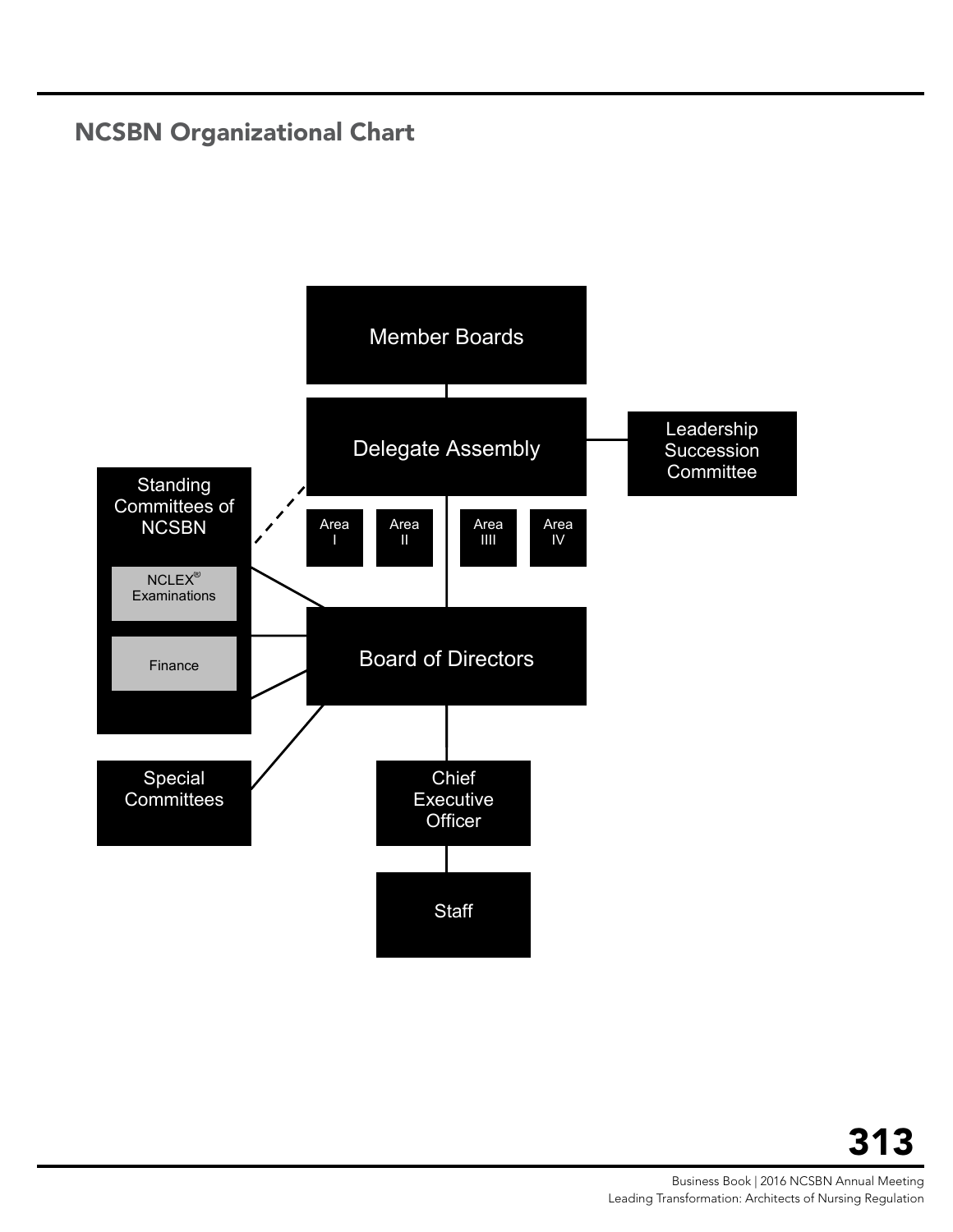## NCSBN Organizational Chart

Member Boards

Delegate Assembly

Leadership Succession Committee

Standing Committees of NCSBN

Area I

Area II

Area IIII

Area IV

NCLEX® Examinations

Finance

Board of Directors

Special Committees

Chief Executive Officer

Staff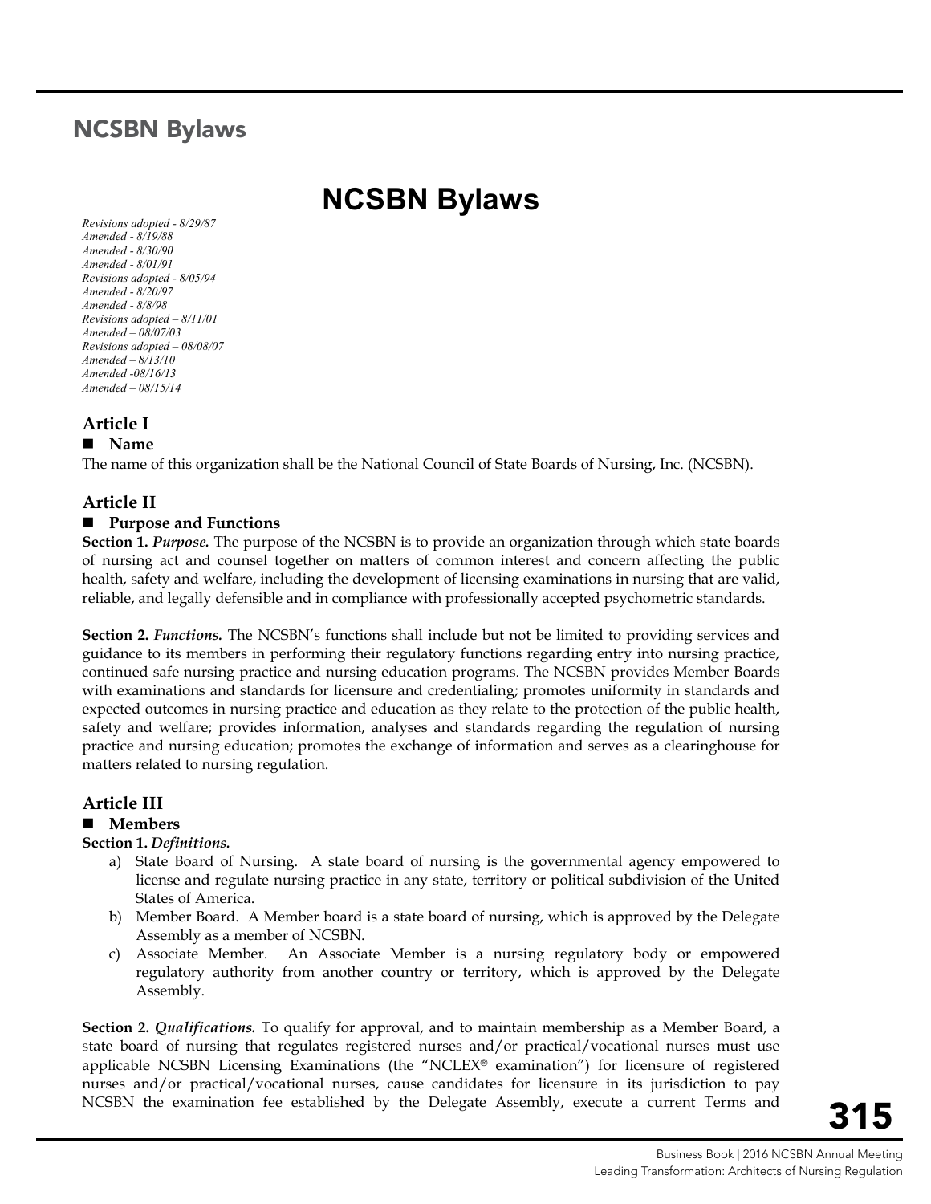## NCSBN Bylaws

# NCSBN Bylaws

*Revisions adopted - 8/29/87*
*Amended - 8/19/88*
*Amended - 8/30/90*
*Amended - 8/01/91*
*Revisions adopted - 8/05/94*
*Amended - 8/20/97*
*Amended - 8/8/98*
*Revisions adopted – 8/11/01*
*Amended – 08/07/03*
*Revisions adopted – 08/08/07*
*Amended – 8/13/10*
*Amended -08/16/13*
*Amended – 08/15/14*

### Article I

**■ Name**

The name of this organization shall be the National Council of State Boards of Nursing, Inc. (NCSBN).

### Article II

**■ Purpose and Functions**

**Section 1.** ***Purpose.*** The purpose of the NCSBN is to provide an organization through which state boards of nursing act and counsel together on matters of common interest and concern affecting the public health, safety and welfare, including the development of licensing examinations in nursing that are valid, reliable, and legally defensible and in compliance with professionally accepted psychometric standards.

**Section 2.** ***Functions.*** The NCSBN's functions shall include but not be limited to providing services and guidance to its members in performing their regulatory functions regarding entry into nursing practice, continued safe nursing practice and nursing education programs. The NCSBN provides Member Boards with examinations and standards for licensure and credentialing; promotes uniformity in standards and expected outcomes in nursing practice and education as they relate to the protection of the public health, safety and welfare; provides information, analyses and standards regarding the regulation of nursing practice and nursing education; promotes the exchange of information and serves as a clearinghouse for matters related to nursing regulation.

### Article III

**■ Members**

**Section 1.** ***Definitions.***

a) State Board of Nursing. A state board of nursing is the governmental agency empowered to license and regulate nursing practice in any state, territory or political subdivision of the United States of America.
b) Member Board. A Member board is a state board of nursing, which is approved by the Delegate Assembly as a member of NCSBN.
c) Associate Member. An Associate Member is a nursing regulatory body or empowered regulatory authority from another country or territory, which is approved by the Delegate Assembly.

**Section 2.** ***Qualifications.*** To qualify for approval, and to maintain membership as a Member Board, a state board of nursing that regulates registered nurses and/or practical/vocational nurses must use applicable NCSBN Licensing Examinations (the "NCLEX® examination") for licensure of registered nurses and/or practical/vocational nurses, cause candidates for licensure in its jurisdiction to pay NCSBN the examination fee established by the Delegate Assembly, execute a current Terms and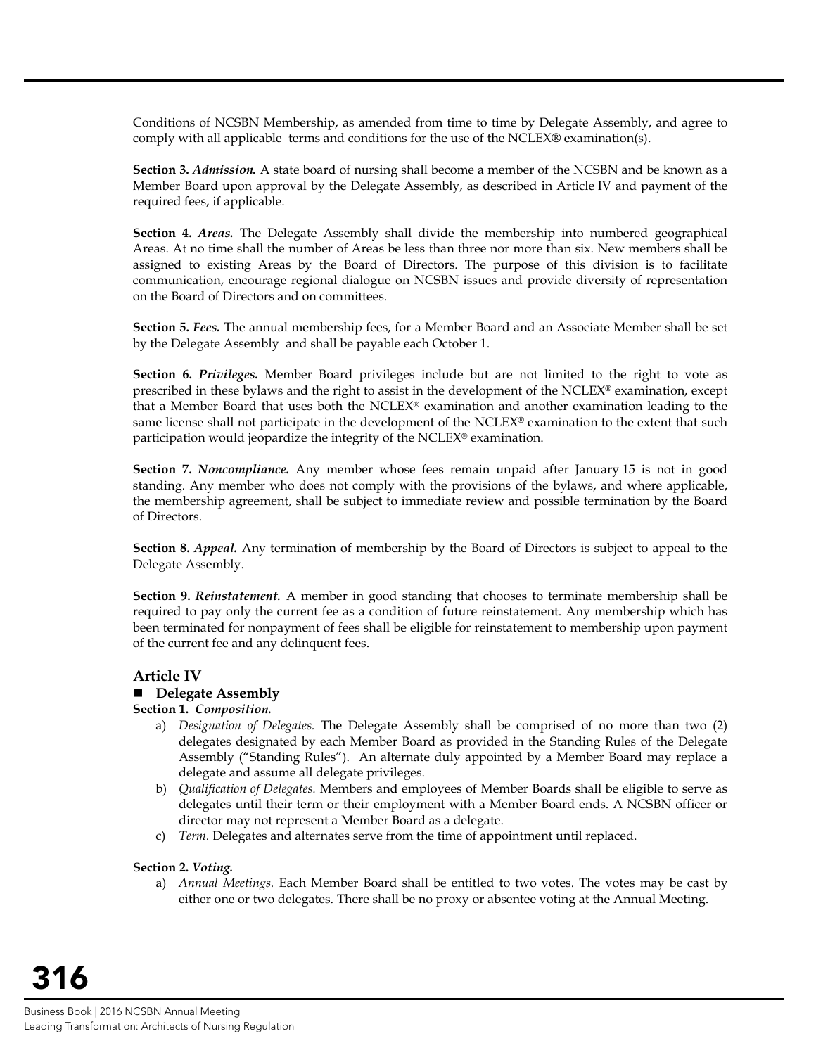Conditions of NCSBN Membership, as amended from time to time by Delegate Assembly, and agree to comply with all applicable terms and conditions for the use of the NCLEX® examination(s).

**Section 3.** ***Admission.*** A state board of nursing shall become a member of the NCSBN and be known as a Member Board upon approval by the Delegate Assembly, as described in Article IV and payment of the required fees, if applicable.

**Section 4.** ***Areas.*** The Delegate Assembly shall divide the membership into numbered geographical Areas. At no time shall the number of Areas be less than three nor more than six. New members shall be assigned to existing Areas by the Board of Directors. The purpose of this division is to facilitate communication, encourage regional dialogue on NCSBN issues and provide diversity of representation on the Board of Directors and on committees.

**Section 5.** ***Fees.*** The annual membership fees, for a Member Board and an Associate Member shall be set by the Delegate Assembly and shall be payable each October 1.

**Section 6.** ***Privileges.*** Member Board privileges include but are not limited to the right to vote as prescribed in these bylaws and the right to assist in the development of the NCLEX® examination, except that a Member Board that uses both the NCLEX® examination and another examination leading to the same license shall not participate in the development of the NCLEX® examination to the extent that such participation would jeopardize the integrity of the NCLEX® examination.

**Section 7.** ***Noncompliance.*** Any member whose fees remain unpaid after January 15 is not in good standing. Any member who does not comply with the provisions of the bylaws, and where applicable, the membership agreement, shall be subject to immediate review and possible termination by the Board of Directors.

**Section 8.** ***Appeal.*** Any termination of membership by the Board of Directors is subject to appeal to the Delegate Assembly.

**Section 9.** ***Reinstatement.*** A member in good standing that chooses to terminate membership shall be required to pay only the current fee as a condition of future reinstatement. Any membership which has been terminated for nonpayment of fees shall be eligible for reinstatement to membership upon payment of the current fee and any delinquent fees.

## Article IV

### ■ Delegate Assembly

**Section 1.** ***Composition.***

a) *Designation of Delegates.* The Delegate Assembly shall be comprised of no more than two (2) delegates designated by each Member Board as provided in the Standing Rules of the Delegate Assembly ("Standing Rules"). An alternate duly appointed by a Member Board may replace a delegate and assume all delegate privileges.
b) *Qualification of Delegates.* Members and employees of Member Boards shall be eligible to serve as delegates until their term or their employment with a Member Board ends. A NCSBN officer or director may not represent a Member Board as a delegate.
c) *Term.* Delegates and alternates serve from the time of appointment until replaced.

**Section 2.** ***Voting.***

a) *Annual Meetings.* Each Member Board shall be entitled to two votes. The votes may be cast by either one or two delegates. There shall be no proxy or absentee voting at the Annual Meeting.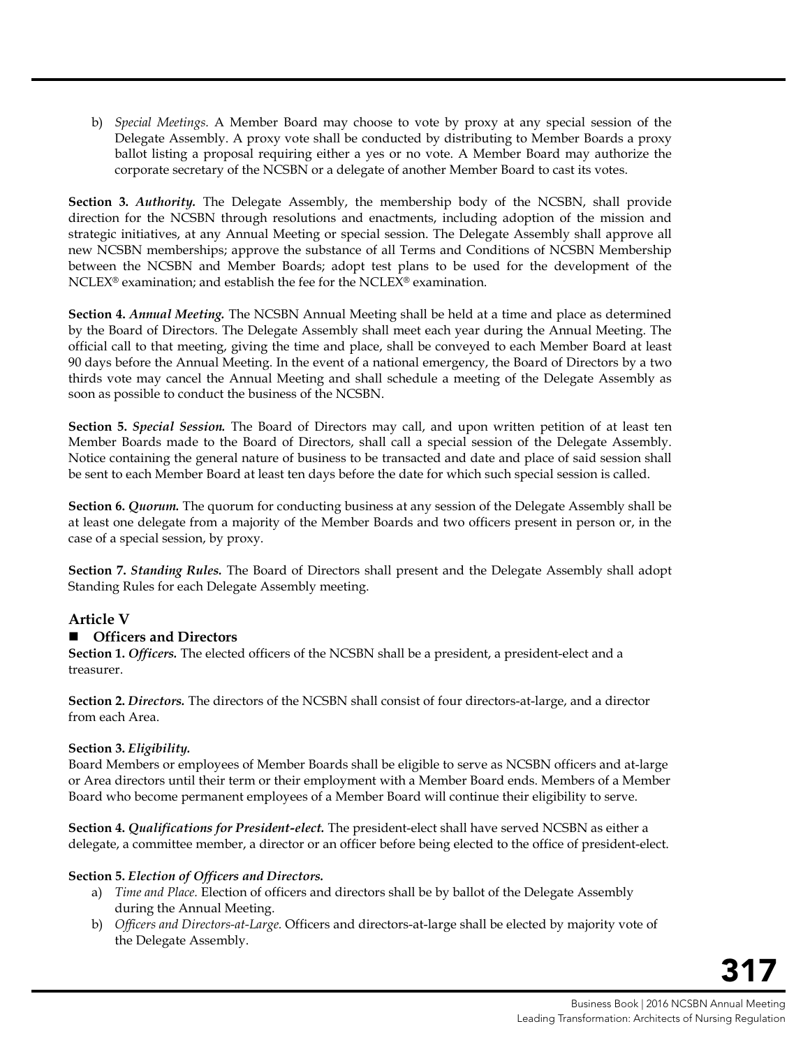b) *Special Meetings.* A Member Board may choose to vote by proxy at any special session of the Delegate Assembly. A proxy vote shall be conducted by distributing to Member Boards a proxy ballot listing a proposal requiring either a yes or no vote. A Member Board may authorize the corporate secretary of the NCSBN or a delegate of another Member Board to cast its votes.

**Section 3.** ***Authority.*** The Delegate Assembly, the membership body of the NCSBN, shall provide direction for the NCSBN through resolutions and enactments, including adoption of the mission and strategic initiatives, at any Annual Meeting or special session. The Delegate Assembly shall approve all new NCSBN memberships; approve the substance of all Terms and Conditions of NCSBN Membership between the NCSBN and Member Boards; adopt test plans to be used for the development of the NCLEX® examination; and establish the fee for the NCLEX® examination.

**Section 4.** ***Annual Meeting.*** The NCSBN Annual Meeting shall be held at a time and place as determined by the Board of Directors. The Delegate Assembly shall meet each year during the Annual Meeting. The official call to that meeting, giving the time and place, shall be conveyed to each Member Board at least 90 days before the Annual Meeting. In the event of a national emergency, the Board of Directors by a two thirds vote may cancel the Annual Meeting and shall schedule a meeting of the Delegate Assembly as soon as possible to conduct the business of the NCSBN.

**Section 5.** ***Special Session.*** The Board of Directors may call, and upon written petition of at least ten Member Boards made to the Board of Directors, shall call a special session of the Delegate Assembly. Notice containing the general nature of business to be transacted and date and place of said session shall be sent to each Member Board at least ten days before the date for which such special session is called.

**Section 6.** ***Quorum.*** The quorum for conducting business at any session of the Delegate Assembly shall be at least one delegate from a majority of the Member Boards and two officers present in person or, in the case of a special session, by proxy.

**Section 7.** ***Standing Rules.*** The Board of Directors shall present and the Delegate Assembly shall adopt Standing Rules for each Delegate Assembly meeting.

### Article V

#### ■ Officers and Directors

**Section 1.** ***Officers.*** The elected officers of the NCSBN shall be a president, a president-elect and a treasurer.

**Section 2.** ***Directors.*** The directors of the NCSBN shall consist of four directors-at-large, and a director from each Area.

**Section 3.** ***Eligibility.***

Board Members or employees of Member Boards shall be eligible to serve as NCSBN officers and at-large or Area directors until their term or their employment with a Member Board ends. Members of a Member Board who become permanent employees of a Member Board will continue their eligibility to serve.

**Section 4.** ***Qualifications for President-elect.*** The president-elect shall have served NCSBN as either a delegate, a committee member, a director or an officer before being elected to the office of president-elect.

**Section 5.** ***Election of Officers and Directors.***

a) *Time and Place.* Election of officers and directors shall be by ballot of the Delegate Assembly during the Annual Meeting.

b) *Officers and Directors-at-Large.* Officers and directors-at-large shall be elected by majority vote of the Delegate Assembly.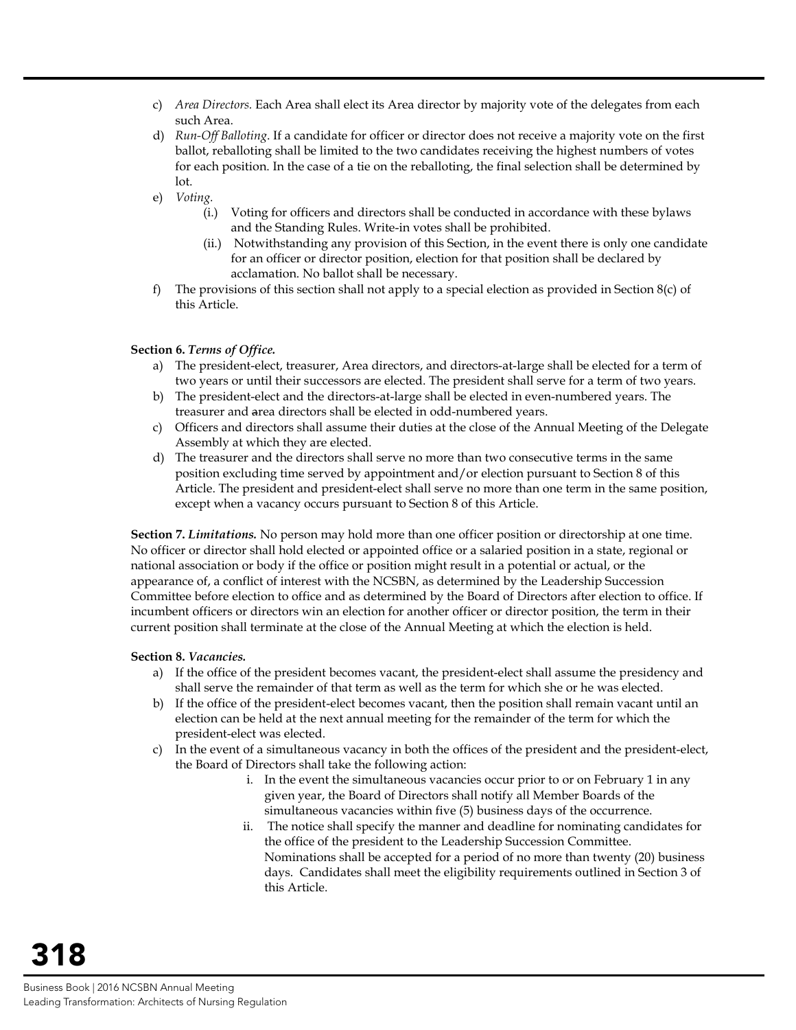c) *Area Directors.* Each Area shall elect its Area director by majority vote of the delegates from each such Area.
d) *Run-Off Balloting*. If a candidate for officer or director does not receive a majority vote on the first ballot, reballoting shall be limited to the two candidates receiving the highest numbers of votes for each position. In the case of a tie on the reballoting, the final selection shall be determined by lot.
e) *Voting.*
    (i.) Voting for officers and directors shall be conducted in accordance with these bylaws and the Standing Rules. Write-in votes shall be prohibited.
    (ii.) Notwithstanding any provision of this Section, in the event there is only one candidate for an officer or director position, election for that position shall be declared by acclamation. No ballot shall be necessary.
f) The provisions of this section shall not apply to a special election as provided in Section 8(c) of this Article.

**Section 6. *Terms of Office.***
a) The president-elect, treasurer, Area directors, and directors-at-large shall be elected for a term of two years or until their successors are elected. The president shall serve for a term of two years.
b) The president-elect and the directors-at-large shall be elected in even-numbered years. The treasurer and area directors shall be elected in odd-numbered years.
c) Officers and directors shall assume their duties at the close of the Annual Meeting of the Delegate Assembly at which they are elected.
d) The treasurer and the directors shall serve no more than two consecutive terms in the same position excluding time served by appointment and/or election pursuant to Section 8 of this Article. The president and president-elect shall serve no more than one term in the same position, except when a vacancy occurs pursuant to Section 8 of this Article.

**Section 7. *Limitations.*** No person may hold more than one officer position or directorship at one time. No officer or director shall hold elected or appointed office or a salaried position in a state, regional or national association or body if the office or position might result in a potential or actual, or the appearance of, a conflict of interest with the NCSBN, as determined by the Leadership Succession Committee before election to office and as determined by the Board of Directors after election to office. If incumbent officers or directors win an election for another officer or director position, the term in their current position shall terminate at the close of the Annual Meeting at which the election is held.

**Section 8. *Vacancies.***
a) If the office of the president becomes vacant, the president-elect shall assume the presidency and shall serve the remainder of that term as well as the term for which she or he was elected.
b) If the office of the president-elect becomes vacant, then the position shall remain vacant until an election can be held at the next annual meeting for the remainder of the term for which the president-elect was elected.
c) In the event of a simultaneous vacancy in both the offices of the president and the president-elect, the Board of Directors shall take the following action:
    i. In the event the simultaneous vacancies occur prior to or on February 1 in any given year, the Board of Directors shall notify all Member Boards of the simultaneous vacancies within five (5) business days of the occurrence.
    ii. The notice shall specify the manner and deadline for nominating candidates for the office of the president to the Leadership Succession Committee. Nominations shall be accepted for a period of no more than twenty (20) business days. Candidates shall meet the eligibility requirements outlined in Section 3 of this Article.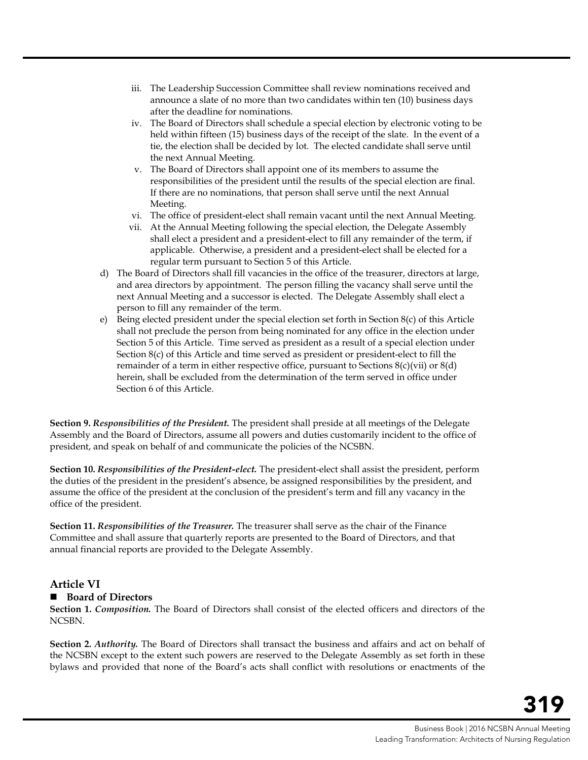iii. The Leadership Succession Committee shall review nominations received and announce a slate of no more than two candidates within ten (10) business days after the deadline for nominations.
iv. The Board of Directors shall schedule a special election by electronic voting to be held within fifteen (15) business days of the receipt of the slate. In the event of a tie, the election shall be decided by lot. The elected candidate shall serve until the next Annual Meeting.
v. The Board of Directors shall appoint one of its members to assume the responsibilities of the president until the results of the special election are final. If there are no nominations, that person shall serve until the next Annual Meeting.
vi. The office of president-elect shall remain vacant until the next Annual Meeting.
vii. At the Annual Meeting following the special election, the Delegate Assembly shall elect a president and a president-elect to fill any remainder of the term, if applicable. Otherwise, a president and a president-elect shall be elected for a regular term pursuant to Section 5 of this Article.

d) The Board of Directors shall fill vacancies in the office of the treasurer, directors at large, and area directors by appointment. The person filling the vacancy shall serve until the next Annual Meeting and a successor is elected. The Delegate Assembly shall elect a person to fill any remainder of the term.

e) Being elected president under the special election set forth in Section 8(c) of this Article shall not preclude the person from being nominated for any office in the election under Section 5 of this Article. Time served as president as a result of a special election under Section 8(c) of this Article and time served as president or president-elect to fill the remainder of a term in either respective office, pursuant to Sections 8(c)(vii) or 8(d) herein, shall be excluded from the determination of the term served in office under Section 6 of this Article.

**Section 9.** ***Responsibilities of the President.*** The president shall preside at all meetings of the Delegate Assembly and the Board of Directors, assume all powers and duties customarily incident to the office of president, and speak on behalf of and communicate the policies of the NCSBN.

**Section 10.** ***Responsibilities of the President-elect.*** The president-elect shall assist the president, perform the duties of the president in the president's absence, be assigned responsibilities by the president, and assume the office of the president at the conclusion of the president's term and fill any vacancy in the office of the president.

**Section 11.** ***Responsibilities of the Treasurer.*** The treasurer shall serve as the chair of the Finance Committee and shall assure that quarterly reports are presented to the Board of Directors, and that annual financial reports are provided to the Delegate Assembly.

## Article VI

### ■ Board of Directors

**Section 1.** ***Composition.*** The Board of Directors shall consist of the elected officers and directors of the NCSBN.

**Section 2.** ***Authority.*** The Board of Directors shall transact the business and affairs and act on behalf of the NCSBN except to the extent such powers are reserved to the Delegate Assembly as set forth in these bylaws and provided that none of the Board's acts shall conflict with resolutions or enactments of the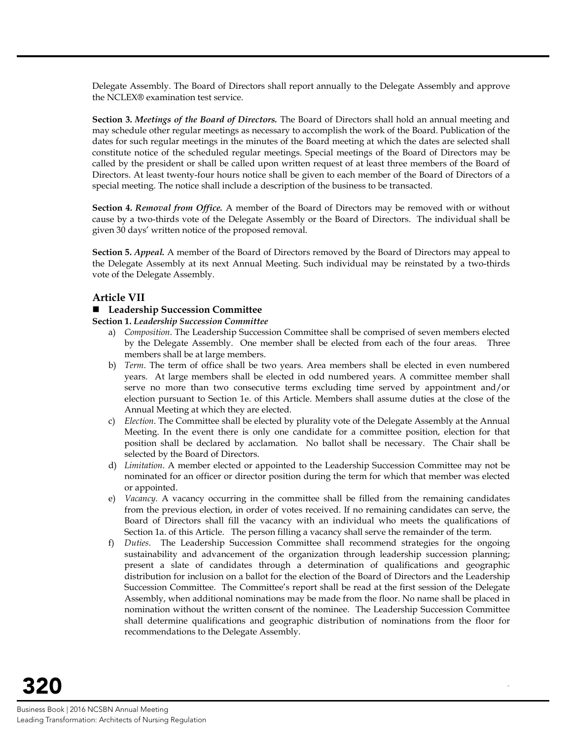Delegate Assembly. The Board of Directors shall report annually to the Delegate Assembly and approve the NCLEX® examination test service.

**Section 3.** ***Meetings of the Board of Directors.*** The Board of Directors shall hold an annual meeting and may schedule other regular meetings as necessary to accomplish the work of the Board. Publication of the dates for such regular meetings in the minutes of the Board meeting at which the dates are selected shall constitute notice of the scheduled regular meetings. Special meetings of the Board of Directors may be called by the president or shall be called upon written request of at least three members of the Board of Directors. At least twenty-four hours notice shall be given to each member of the Board of Directors of a special meeting. The notice shall include a description of the business to be transacted.

**Section 4.** ***Removal from Office.*** A member of the Board of Directors may be removed with or without cause by a two-thirds vote of the Delegate Assembly or the Board of Directors. The individual shall be given 30 days' written notice of the proposed removal.

**Section 5.** ***Appeal.*** A member of the Board of Directors removed by the Board of Directors may appeal to the Delegate Assembly at its next Annual Meeting. Such individual may be reinstated by a two-thirds vote of the Delegate Assembly.

## Article VII

### ■ Leadership Succession Committee

**Section 1.** ***Leadership Succession Committee***

a) *Composition*. The Leadership Succession Committee shall be comprised of seven members elected by the Delegate Assembly. One member shall be elected from each of the four areas. Three members shall be at large members.
b) *Term*. The term of office shall be two years. Area members shall be elected in even numbered years. At large members shall be elected in odd numbered years. A committee member shall serve no more than two consecutive terms excluding time served by appointment and/or election pursuant to Section 1e. of this Article. Members shall assume duties at the close of the Annual Meeting at which they are elected.
c) *Election*. The Committee shall be elected by plurality vote of the Delegate Assembly at the Annual Meeting. In the event there is only one candidate for a committee position, election for that position shall be declared by acclamation. No ballot shall be necessary. The Chair shall be selected by the Board of Directors.
d) *Limitation*. A member elected or appointed to the Leadership Succession Committee may not be nominated for an officer or director position during the term for which that member was elected or appointed.
e) *Vacancy*. A vacancy occurring in the committee shall be filled from the remaining candidates from the previous election, in order of votes received. If no remaining candidates can serve, the Board of Directors shall fill the vacancy with an individual who meets the qualifications of Section 1a. of this Article. The person filling a vacancy shall serve the remainder of the term.
f) *Duties*. The Leadership Succession Committee shall recommend strategies for the ongoing sustainability and advancement of the organization through leadership succession planning; present a slate of candidates through a determination of qualifications and geographic distribution for inclusion on a ballot for the election of the Board of Directors and the Leadership Succession Committee. The Committee's report shall be read at the first session of the Delegate Assembly, when additional nominations may be made from the floor. No name shall be placed in nomination without the written consent of the nominee. The Leadership Succession Committee shall determine qualifications and geographic distribution of nominations from the floor for recommendations to the Delegate Assembly.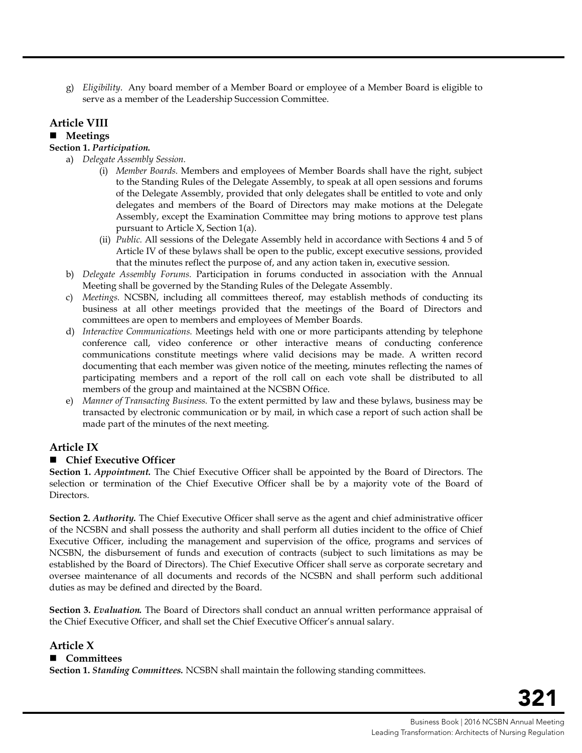g) *Eligibility*. Any board member of a Member Board or employee of a Member Board is eligible to serve as a member of the Leadership Succession Committee.

## Article VIII

### ■ Meetings

**Section 1.** ***Participation.***

a) *Delegate Assembly Session.*

(i) *Member Boards.* Members and employees of Member Boards shall have the right, subject to the Standing Rules of the Delegate Assembly, to speak at all open sessions and forums of the Delegate Assembly, provided that only delegates shall be entitled to vote and only delegates and members of the Board of Directors may make motions at the Delegate Assembly, except the Examination Committee may bring motions to approve test plans pursuant to Article X, Section 1(a).

(ii) *Public.* All sessions of the Delegate Assembly held in accordance with Sections 4 and 5 of Article IV of these bylaws shall be open to the public, except executive sessions, provided that the minutes reflect the purpose of, and any action taken in, executive session.

b) *Delegate Assembly Forums.* Participation in forums conducted in association with the Annual Meeting shall be governed by the Standing Rules of the Delegate Assembly.

c) *Meetings.* NCSBN, including all committees thereof, may establish methods of conducting its business at all other meetings provided that the meetings of the Board of Directors and committees are open to members and employees of Member Boards.

d) *Interactive Communications.* Meetings held with one or more participants attending by telephone conference call, video conference or other interactive means of conducting conference communications constitute meetings where valid decisions may be made. A written record documenting that each member was given notice of the meeting, minutes reflecting the names of participating members and a report of the roll call on each vote shall be distributed to all members of the group and maintained at the NCSBN Office.

e) *Manner of Transacting Business.* To the extent permitted by law and these bylaws, business may be transacted by electronic communication or by mail, in which case a report of such action shall be made part of the minutes of the next meeting.

## Article IX

### ■ Chief Executive Officer

**Section 1.** ***Appointment.*** The Chief Executive Officer shall be appointed by the Board of Directors. The selection or termination of the Chief Executive Officer shall be by a majority vote of the Board of Directors.

**Section 2.** ***Authority.*** The Chief Executive Officer shall serve as the agent and chief administrative officer of the NCSBN and shall possess the authority and shall perform all duties incident to the office of Chief Executive Officer, including the management and supervision of the office, programs and services of NCSBN, the disbursement of funds and execution of contracts (subject to such limitations as may be established by the Board of Directors). The Chief Executive Officer shall serve as corporate secretary and oversee maintenance of all documents and records of the NCSBN and shall perform such additional duties as may be defined and directed by the Board.

**Section 3.** ***Evaluation.*** The Board of Directors shall conduct an annual written performance appraisal of the Chief Executive Officer, and shall set the Chief Executive Officer's annual salary.

## Article X

### ■ Committees

**Section 1.** ***Standing Committees.*** NCSBN shall maintain the following standing committees.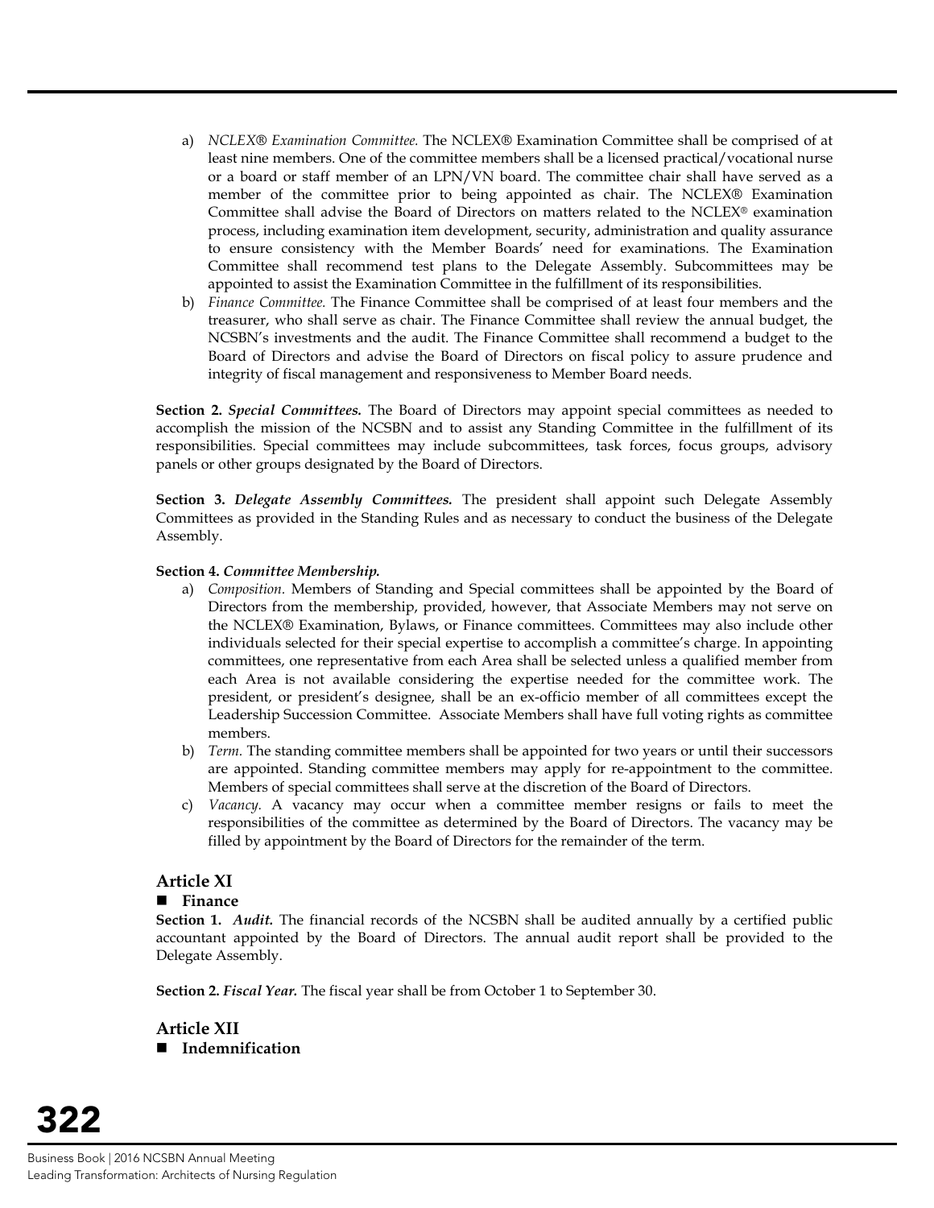a) *NCLEX® Examination Committee.* The NCLEX® Examination Committee shall be comprised of at least nine members. One of the committee members shall be a licensed practical/vocational nurse or a board or staff member of an LPN/VN board. The committee chair shall have served as a member of the committee prior to being appointed as chair. The NCLEX® Examination Committee shall advise the Board of Directors on matters related to the NCLEX® examination process, including examination item development, security, administration and quality assurance to ensure consistency with the Member Boards' need for examinations. The Examination Committee shall recommend test plans to the Delegate Assembly. Subcommittees may be appointed to assist the Examination Committee in the fulfillment of its responsibilities.

b) *Finance Committee.* The Finance Committee shall be comprised of at least four members and the treasurer, who shall serve as chair. The Finance Committee shall review the annual budget, the NCSBN's investments and the audit. The Finance Committee shall recommend a budget to the Board of Directors and advise the Board of Directors on fiscal policy to assure prudence and integrity of fiscal management and responsiveness to Member Board needs.

**Section 2. *Special Committees.*** The Board of Directors may appoint special committees as needed to accomplish the mission of the NCSBN and to assist any Standing Committee in the fulfillment of its responsibilities. Special committees may include subcommittees, task forces, focus groups, advisory panels or other groups designated by the Board of Directors.

**Section 3. *Delegate Assembly Committees.*** The president shall appoint such Delegate Assembly Committees as provided in the Standing Rules and as necessary to conduct the business of the Delegate Assembly.

**Section 4. *Committee Membership.***

a) *Composition.* Members of Standing and Special committees shall be appointed by the Board of Directors from the membership, provided, however, that Associate Members may not serve on the NCLEX® Examination, Bylaws, or Finance committees. Committees may also include other individuals selected for their special expertise to accomplish a committee's charge. In appointing committees, one representative from each Area shall be selected unless a qualified member from each Area is not available considering the expertise needed for the committee work. The president, or president's designee, shall be an ex-officio member of all committees except the Leadership Succession Committee. Associate Members shall have full voting rights as committee members.

b) *Term.* The standing committee members shall be appointed for two years or until their successors are appointed. Standing committee members may apply for re-appointment to the committee. Members of special committees shall serve at the discretion of the Board of Directors.

c) *Vacancy.* A vacancy may occur when a committee member resigns or fails to meet the responsibilities of the committee as determined by the Board of Directors. The vacancy may be filled by appointment by the Board of Directors for the remainder of the term.

## Article XI

- **Finance**

**Section 1. *Audit.*** The financial records of the NCSBN shall be audited annually by a certified public accountant appointed by the Board of Directors. The annual audit report shall be provided to the Delegate Assembly.

**Section 2. *Fiscal Year.*** The fiscal year shall be from October 1 to September 30.

## Article XII

- **Indemnification**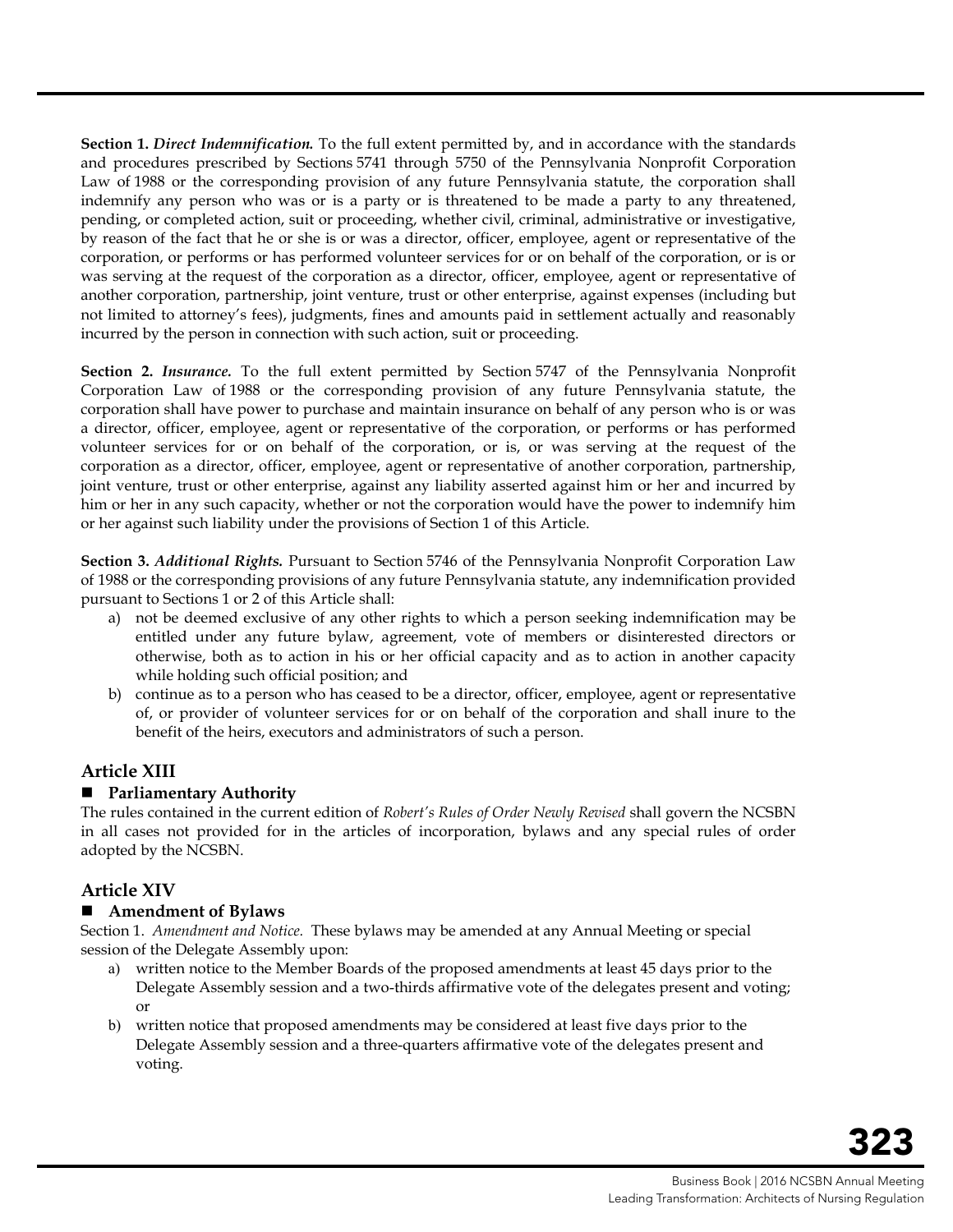**Section 1.** ***Direct Indemnification.*** To the full extent permitted by, and in accordance with the standards and procedures prescribed by Sections 5741 through 5750 of the Pennsylvania Nonprofit Corporation Law of 1988 or the corresponding provision of any future Pennsylvania statute, the corporation shall indemnify any person who was or is a party or is threatened to be made a party to any threatened, pending, or completed action, suit or proceeding, whether civil, criminal, administrative or investigative, by reason of the fact that he or she is or was a director, officer, employee, agent or representative of the corporation, or performs or has performed volunteer services for or on behalf of the corporation, or is or was serving at the request of the corporation as a director, officer, employee, agent or representative of another corporation, partnership, joint venture, trust or other enterprise, against expenses (including but not limited to attorney's fees), judgments, fines and amounts paid in settlement actually and reasonably incurred by the person in connection with such action, suit or proceeding.

**Section 2.** ***Insurance.*** To the full extent permitted by Section 5747 of the Pennsylvania Nonprofit Corporation Law of 1988 or the corresponding provision of any future Pennsylvania statute, the corporation shall have power to purchase and maintain insurance on behalf of any person who is or was a director, officer, employee, agent or representative of the corporation, or performs or has performed volunteer services for or on behalf of the corporation, or is, or was serving at the request of the corporation as a director, officer, employee, agent or representative of another corporation, partnership, joint venture, trust or other enterprise, against any liability asserted against him or her and incurred by him or her in any such capacity, whether or not the corporation would have the power to indemnify him or her against such liability under the provisions of Section 1 of this Article.

**Section 3.** ***Additional Rights.*** Pursuant to Section 5746 of the Pennsylvania Nonprofit Corporation Law of 1988 or the corresponding provisions of any future Pennsylvania statute, any indemnification provided pursuant to Sections 1 or 2 of this Article shall:

a) not be deemed exclusive of any other rights to which a person seeking indemnification may be entitled under any future bylaw, agreement, vote of members or disinterested directors or otherwise, both as to action in his or her official capacity and as to action in another capacity while holding such official position; and
b) continue as to a person who has ceased to be a director, officer, employee, agent or representative of, or provider of volunteer services for or on behalf of the corporation and shall inure to the benefit of the heirs, executors and administrators of such a person.

## Article XIII

### ■ Parliamentary Authority

The rules contained in the current edition of *Robert's Rules of Order Newly Revised* shall govern the NCSBN in all cases not provided for in the articles of incorporation, bylaws and any special rules of order adopted by the NCSBN.

## Article XIV

### ■ Amendment of Bylaws

Section 1. *Amendment and Notice.* These bylaws may be amended at any Annual Meeting or special session of the Delegate Assembly upon:

a) written notice to the Member Boards of the proposed amendments at least 45 days prior to the Delegate Assembly session and a two-thirds affirmative vote of the delegates present and voting; or
b) written notice that proposed amendments may be considered at least five days prior to the Delegate Assembly session and a three-quarters affirmative vote of the delegates present and voting.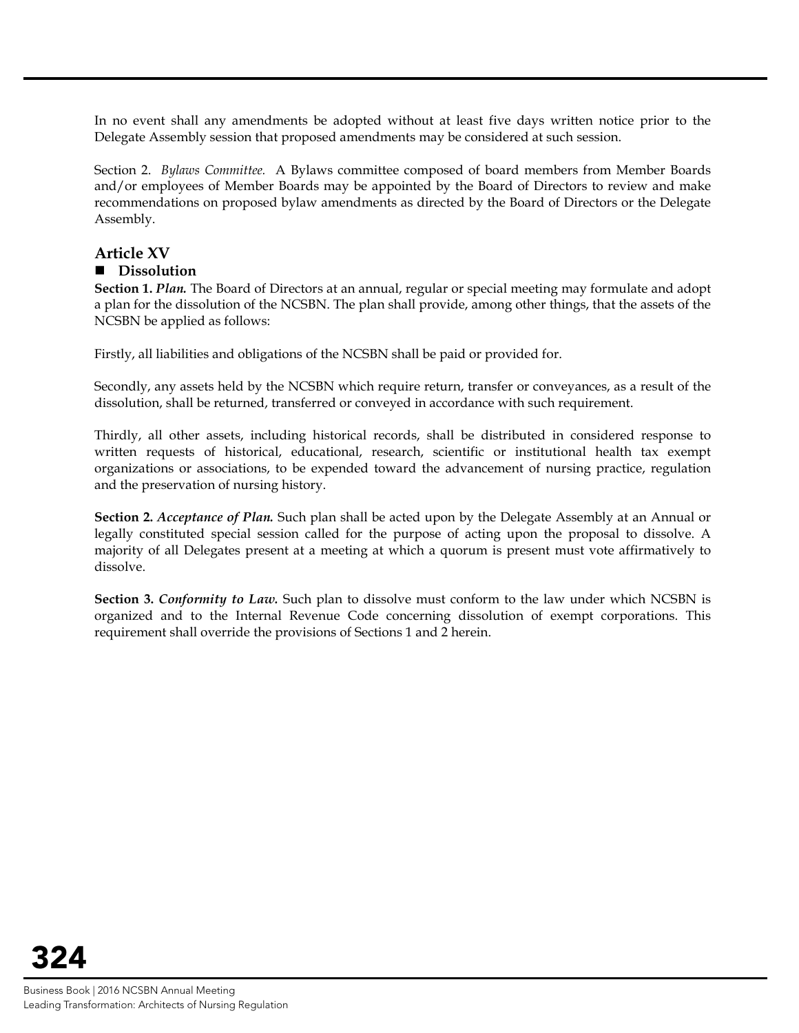In no event shall any amendments be adopted without at least five days written notice prior to the Delegate Assembly session that proposed amendments may be considered at such session.

Section 2. *Bylaws Committee.* A Bylaws committee composed of board members from Member Boards and/or employees of Member Boards may be appointed by the Board of Directors to review and make recommendations on proposed bylaw amendments as directed by the Board of Directors or the Delegate Assembly.

## Article XV

### ■ Dissolution

**Section 1.** ***Plan.*** The Board of Directors at an annual, regular or special meeting may formulate and adopt a plan for the dissolution of the NCSBN. The plan shall provide, among other things, that the assets of the NCSBN be applied as follows:

Firstly, all liabilities and obligations of the NCSBN shall be paid or provided for.

Secondly, any assets held by the NCSBN which require return, transfer or conveyances, as a result of the dissolution, shall be returned, transferred or conveyed in accordance with such requirement.

Thirdly, all other assets, including historical records, shall be distributed in considered response to written requests of historical, educational, research, scientific or institutional health tax exempt organizations or associations, to be expended toward the advancement of nursing practice, regulation and the preservation of nursing history.

**Section 2.** ***Acceptance of Plan.*** Such plan shall be acted upon by the Delegate Assembly at an Annual or legally constituted special session called for the purpose of acting upon the proposal to dissolve. A majority of all Delegates present at a meeting at which a quorum is present must vote affirmatively to dissolve.

**Section 3.** ***Conformity to Law.*** Such plan to dissolve must conform to the law under which NCSBN is organized and to the Internal Revenue Code concerning dissolution of exempt corporations. This requirement shall override the provisions of Sections 1 and 2 herein.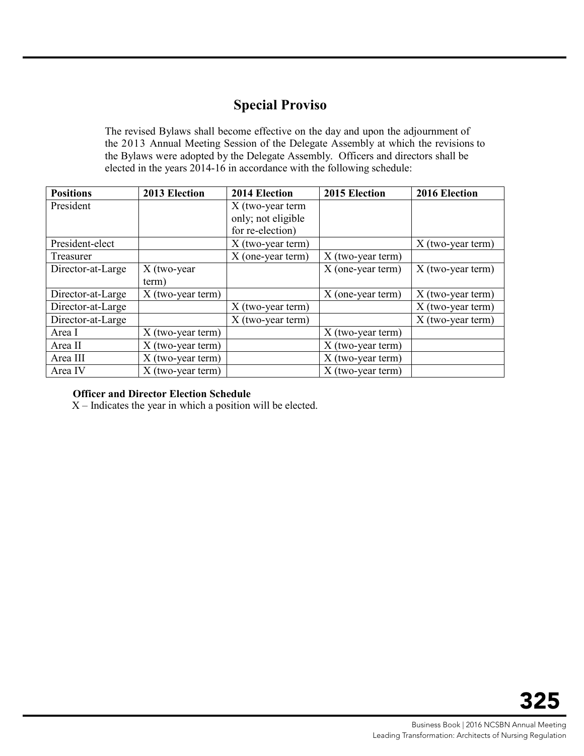## Special Proviso

The revised Bylaws shall become effective on the day and upon the adjournment of the 2013 Annual Meeting Session of the Delegate Assembly at which the revisions to the Bylaws were adopted by the Delegate Assembly. Officers and directors shall be elected in the years 2014-16 in accordance with the following schedule:

| Positions | 2013 Election | 2014 Election | 2015 Election | 2016 Election |
|---|---|---|---|---|
| President | | X (two-year term only; not eligible for re-election) | | |
| President-elect | | X (two-year term) | | X (two-year term) |
| Treasurer | | X (one-year term) | X (two-year term) | |
| Director-at-Large | X (two-year term) | | X (one-year term) | X (two-year term) |
| Director-at-Large | X (two-year term) | | X (one-year term) | X (two-year term) |
| Director-at-Large | | X (two-year term) | | X (two-year term) |
| Director-at-Large | | X (two-year term) | | X (two-year term) |
| Area I | X (two-year term) | | X (two-year term) | |
| Area II | X (two-year term) | | X (two-year term) | |
| Area III | X (two-year term) | | X (two-year term) | |
| Area IV | X (two-year term) | | X (two-year term) | |

**Officer and Director Election Schedule**

X – Indicates the year in which a position will be elected.